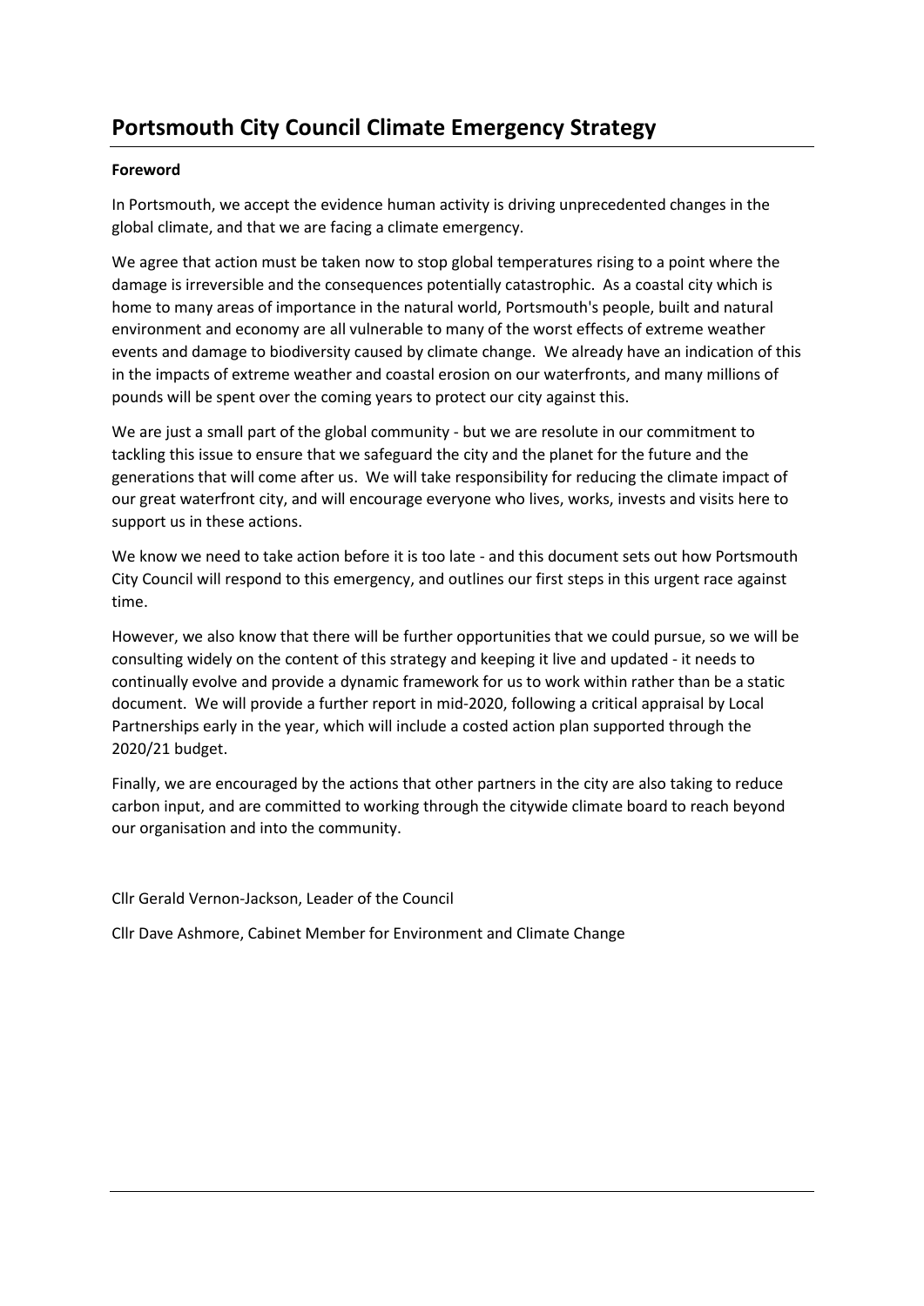# Portsmouth City Council Climate Emergency Strategy

**Foreword**

In Portsmouth, we accept the evidence human activity is driving unprecedented changes in the global climate, and that we are facing a climate emergency.

We agree that action must be taken now to stop global temperatures rising to a point where the damage is irreversible and the consequences potentially catastrophic. As a coastal city which is home to many areas of importance in the natural world, Portsmouth's people, built and natural environment and economy are all vulnerable to many of the worst effects of extreme weather events and damage to biodiversity caused by climate change. We already have an indication of this in the impacts of extreme weather and coastal erosion on our waterfronts, and many millions of pounds will be spent over the coming years to protect our city against this.

We are just a small part of the global community - but we are resolute in our commitment to tackling this issue to ensure that we safeguard the city and the planet for the future and the generations that will come after us. We will take responsibility for reducing the climate impact of our great waterfront city, and will encourage everyone who lives, works, invests and visits here to support us in these actions.

We know we need to take action before it is too late - and this document sets out how Portsmouth City Council will respond to this emergency, and outlines our first steps in this urgent race against time.

However, we also know that there will be further opportunities that we could pursue, so we will be consulting widely on the content of this strategy and keeping it live and updated - it needs to continually evolve and provide a dynamic framework for us to work within rather than be a static document. We will provide a further report in mid-2020, following a critical appraisal by Local Partnerships early in the year, which will include a costed action plan supported through the 2020/21 budget.

Finally, we are encouraged by the actions that other partners in the city are also taking to reduce carbon input, and are committed to working through the citywide climate board to reach beyond our organisation and into the community.

Cllr Gerald Vernon-Jackson, Leader of the Council

Cllr Dave Ashmore, Cabinet Member for Environment and Climate Change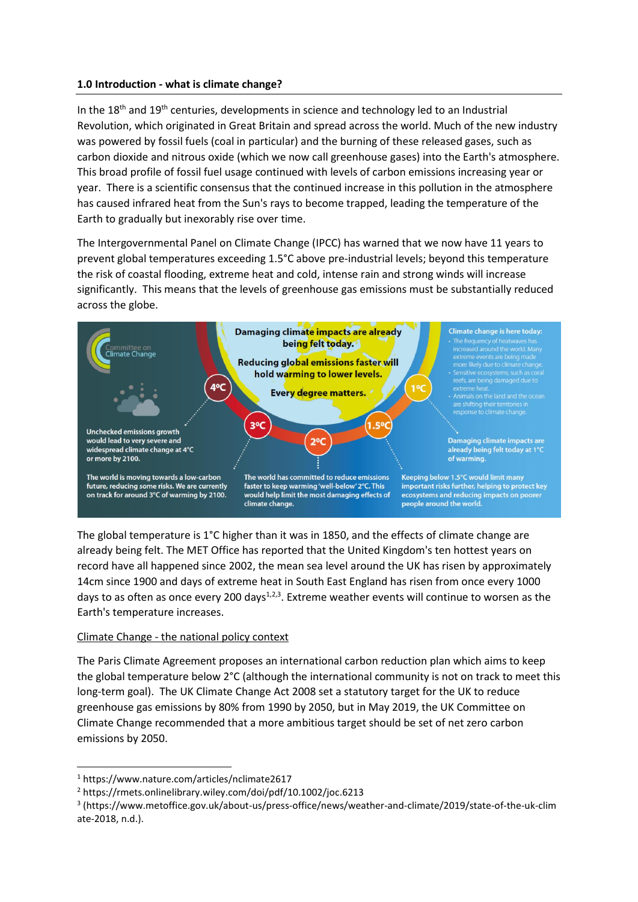## 1.0 Introduction - what is climate change?

In the 18th and 19th centuries, developments in science and technology led to an Industrial Revolution, which originated in Great Britain and spread across the world. Much of the new industry was powered by fossil fuels (coal in particular) and the burning of these released gases, such as carbon dioxide and nitrous oxide (which we now call greenhouse gases) into the Earth's atmosphere. This broad profile of fossil fuel usage continued with levels of carbon emissions increasing year or year. There is a scientific consensus that the continued increase in this pollution in the atmosphere has caused infrared heat from the Sun's rays to become trapped, leading the temperature of the Earth to gradually but inexorably rise over time.

The Intergovernmental Panel on Climate Change (IPCC) has warned that we now have 11 years to prevent global temperatures exceeding 1.5°C above pre-industrial levels; beyond this temperature the risk of coastal flooding, extreme heat and cold, intense rain and strong winds will increase significantly. This means that the levels of greenhouse gas emissions must be substantially reduced across the globe.

Committee on Climate Change

**Damaging climate impacts are already being felt today.**

**Reducing global emissions faster will hold warming to lower levels.**

**Every degree matters.**

4°C — Unchecked emissions growth would lead to very severe and widespread climate change at 4°C or more by 2100.

3°C — The world is moving towards a low-carbon future, reducing some risks. We are currently on track for around 3°C of warming by 2100.

2°C — The world has committed to reduce emissions faster to keep warming 'well-below' 2°C. This would help limit the most damaging effects of climate change.

1.5°C — Keeping below 1.5°C would limit many important risks further, helping to protect key ecosystems and reducing impacts on poorer people around the world.

1°C — Damaging climate impacts are already being felt today at 1°C of warming.

Climate change is here today:

- The frequency of heatwaves has increased around the world. Many extreme events are being made more likely due to climate change.
- Sensitive ecosystems, such as coral reefs, are being damaged due to extreme heat.
- Animals on the land and the ocean are shifting their territories in response to climate change.

The global temperature is 1°C higher than it was in 1850, and the effects of climate change are already being felt. The MET Office has reported that the United Kingdom's ten hottest years on record have all happened since 2002, the mean sea level around the UK has risen by approximately 14cm since 1900 and days of extreme heat in South East England has risen from once every 1000 days to as often as once every 200 days[1,2,3]. Extreme weather events will continue to worsen as the Earth's temperature increases.

<u>Climate Change - the national policy context</u>

The Paris Climate Agreement proposes an international carbon reduction plan which aims to keep the global temperature below 2°C (although the international community is not on track to meet this long-term goal). The UK Climate Change Act 2008 set a statutory target for the UK to reduce greenhouse gas emissions by 80% from 1990 by 2050, but in May 2019, the UK Committee on Climate Change recommended that a more ambitious target should be set of net zero carbon emissions by 2050.

---

[1] https://www.nature.com/articles/nclimate2617

[2] https://rmets.onlinelibrary.wiley.com/doi/pdf/10.1002/joc.6213

[3] (https://www.metoffice.gov.uk/about-us/press-office/news/weather-and-climate/2019/state-of-the-uk-climate-2018, n.d.).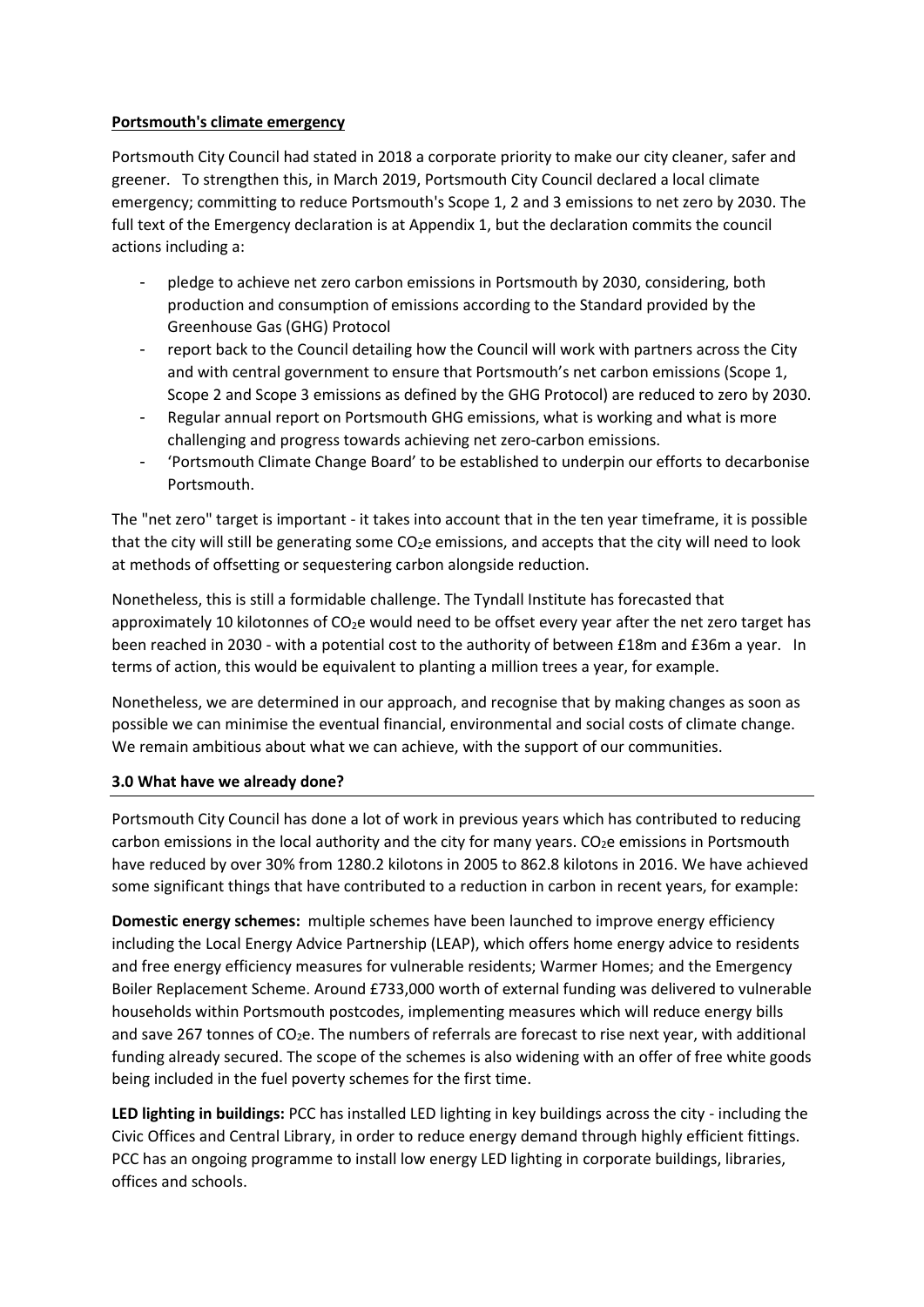**Portsmouth's climate emergency**

Portsmouth City Council had stated in 2018 a corporate priority to make our city cleaner, safer and greener. To strengthen this, in March 2019, Portsmouth City Council declared a local climate emergency; committing to reduce Portsmouth's Scope 1, 2 and 3 emissions to net zero by 2030. The full text of the Emergency declaration is at Appendix 1, but the declaration commits the council actions including a:

- pledge to achieve net zero carbon emissions in Portsmouth by 2030, considering, both production and consumption of emissions according to the Standard provided by the Greenhouse Gas (GHG) Protocol
- report back to the Council detailing how the Council will work with partners across the City and with central government to ensure that Portsmouth's net carbon emissions (Scope 1, Scope 2 and Scope 3 emissions as defined by the GHG Protocol) are reduced to zero by 2030.
- Regular annual report on Portsmouth GHG emissions, what is working and what is more challenging and progress towards achieving net zero-carbon emissions.
- 'Portsmouth Climate Change Board' to be established to underpin our efforts to decarbonise Portsmouth.

The "net zero" target is important - it takes into account that in the ten year timeframe, it is possible that the city will still be generating some $CO_2$e emissions, and accepts that the city will need to look at methods of offsetting or sequestering carbon alongside reduction.

Nonetheless, this is still a formidable challenge. The Tyndall Institute has forecasted that approximately 10 kilotonnes of $CO_2$e would need to be offset every year after the net zero target has been reached in 2030 - with a potential cost to the authority of between £18m and £36m a year. In terms of action, this would be equivalent to planting a million trees a year, for example.

Nonetheless, we are determined in our approach, and recognise that by making changes as soon as possible we can minimise the eventual financial, environmental and social costs of climate change. We remain ambitious about what we can achieve, with the support of our communities.

## 3.0 What have we already done?

Portsmouth City Council has done a lot of work in previous years which has contributed to reducing carbon emissions in the local authority and the city for many years. $CO_2$e emissions in Portsmouth have reduced by over 30% from 1280.2 kilotons in 2005 to 862.8 kilotons in 2016. We have achieved some significant things that have contributed to a reduction in carbon in recent years, for example:

**Domestic energy schemes:** multiple schemes have been launched to improve energy efficiency including the Local Energy Advice Partnership (LEAP), which offers home energy advice to residents and free energy efficiency measures for vulnerable residents; Warmer Homes; and the Emergency Boiler Replacement Scheme. Around £733,000 worth of external funding was delivered to vulnerable households within Portsmouth postcodes, implementing measures which will reduce energy bills and save 267 tonnes of $CO_2$e. The numbers of referrals are forecast to rise next year, with additional funding already secured. The scope of the schemes is also widening with an offer of free white goods being included in the fuel poverty schemes for the first time.

**LED lighting in buildings:** PCC has installed LED lighting in key buildings across the city - including the Civic Offices and Central Library, in order to reduce energy demand through highly efficient fittings. PCC has an ongoing programme to install low energy LED lighting in corporate buildings, libraries, offices and schools.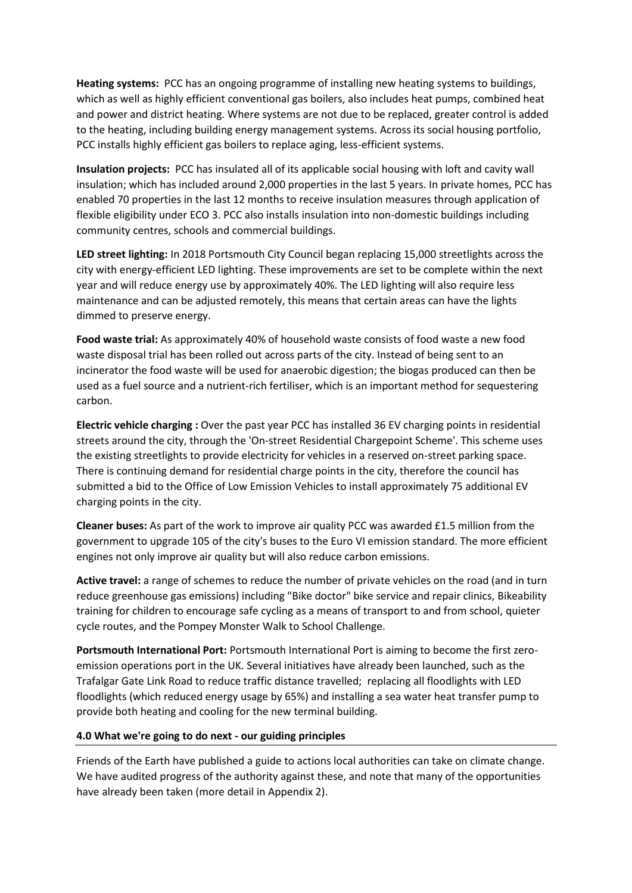**Heating systems:** PCC has an ongoing programme of installing new heating systems to buildings, which as well as highly efficient conventional gas boilers, also includes heat pumps, combined heat and power and district heating. Where systems are not due to be replaced, greater control is added to the heating, including building energy management systems. Across its social housing portfolio, PCC installs highly efficient gas boilers to replace aging, less-efficient systems.

**Insulation projects:** PCC has insulated all of its applicable social housing with loft and cavity wall insulation; which has included around 2,000 properties in the last 5 years. In private homes, PCC has enabled 70 properties in the last 12 months to receive insulation measures through application of flexible eligibility under ECO 3. PCC also installs insulation into non-domestic buildings including community centres, schools and commercial buildings.

**LED street lighting:** In 2018 Portsmouth City Council began replacing 15,000 streetlights across the city with energy-efficient LED lighting. These improvements are set to be complete within the next year and will reduce energy use by approximately 40%. The LED lighting will also require less maintenance and can be adjusted remotely, this means that certain areas can have the lights dimmed to preserve energy.

**Food waste trial:** As approximately 40% of household waste consists of food waste a new food waste disposal trial has been rolled out across parts of the city. Instead of being sent to an incinerator the food waste will be used for anaerobic digestion; the biogas produced can then be used as a fuel source and a nutrient-rich fertiliser, which is an important method for sequestering carbon.

**Electric vehicle charging :** Over the past year PCC has installed 36 EV charging points in residential streets around the city, through the 'On-street Residential Chargepoint Scheme'. This scheme uses the existing streetlights to provide electricity for vehicles in a reserved on-street parking space. There is continuing demand for residential charge points in the city, therefore the council has submitted a bid to the Office of Low Emission Vehicles to install approximately 75 additional EV charging points in the city.

**Cleaner buses:** As part of the work to improve air quality PCC was awarded £1.5 million from the government to upgrade 105 of the city's buses to the Euro VI emission standard. The more efficient engines not only improve air quality but will also reduce carbon emissions.

**Active travel:** a range of schemes to reduce the number of private vehicles on the road (and in turn reduce greenhouse gas emissions) including "Bike doctor" bike service and repair clinics, Bikeability training for children to encourage safe cycling as a means of transport to and from school, quieter cycle routes, and the Pompey Monster Walk to School Challenge.

**Portsmouth International Port:** Portsmouth International Port is aiming to become the first zero-emission operations port in the UK. Several initiatives have already been launched, such as the Trafalgar Gate Link Road to reduce traffic distance travelled; replacing all floodlights with LED floodlights (which reduced energy usage by 65%) and installing a sea water heat transfer pump to provide both heating and cooling for the new terminal building.

## 4.0 What we're going to do next - our guiding principles

Friends of the Earth have published a guide to actions local authorities can take on climate change. We have audited progress of the authority against these, and note that many of the opportunities have already been taken (more detail in Appendix 2).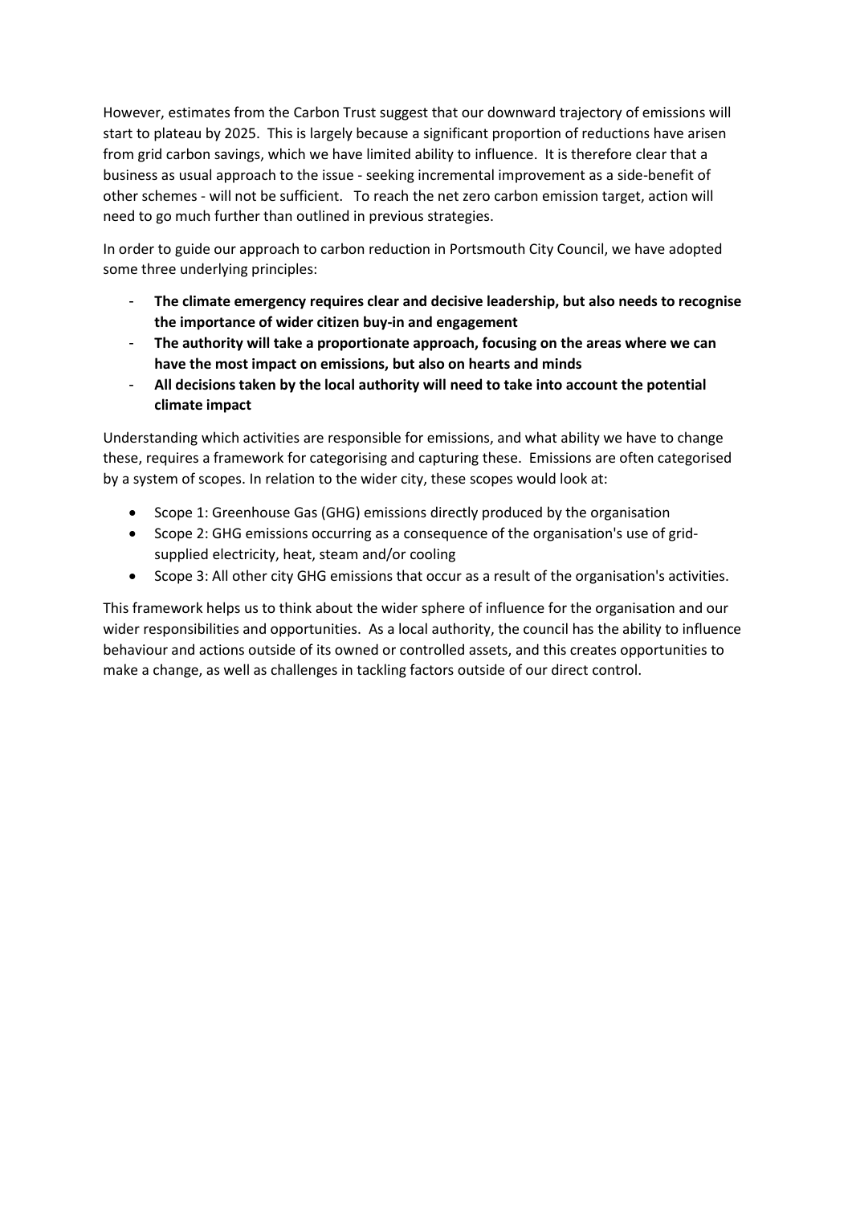However, estimates from the Carbon Trust suggest that our downward trajectory of emissions will start to plateau by 2025. This is largely because a significant proportion of reductions have arisen from grid carbon savings, which we have limited ability to influence. It is therefore clear that a business as usual approach to the issue - seeking incremental improvement as a side-benefit of other schemes - will not be sufficient. To reach the net zero carbon emission target, action will need to go much further than outlined in previous strategies.

In order to guide our approach to carbon reduction in Portsmouth City Council, we have adopted some three underlying principles:

- **The climate emergency requires clear and decisive leadership, but also needs to recognise the importance of wider citizen buy-in and engagement**
- **The authority will take a proportionate approach, focusing on the areas where we can have the most impact on emissions, but also on hearts and minds**
- **All decisions taken by the local authority will need to take into account the potential climate impact**

Understanding which activities are responsible for emissions, and what ability we have to change these, requires a framework for categorising and capturing these. Emissions are often categorised by a system of scopes. In relation to the wider city, these scopes would look at:

- Scope 1: Greenhouse Gas (GHG) emissions directly produced by the organisation
- Scope 2: GHG emissions occurring as a consequence of the organisation's use of grid-supplied electricity, heat, steam and/or cooling
- Scope 3: All other city GHG emissions that occur as a result of the organisation's activities.

This framework helps us to think about the wider sphere of influence for the organisation and our wider responsibilities and opportunities. As a local authority, the council has the ability to influence behaviour and actions outside of its owned or controlled assets, and this creates opportunities to make a change, as well as challenges in tackling factors outside of our direct control.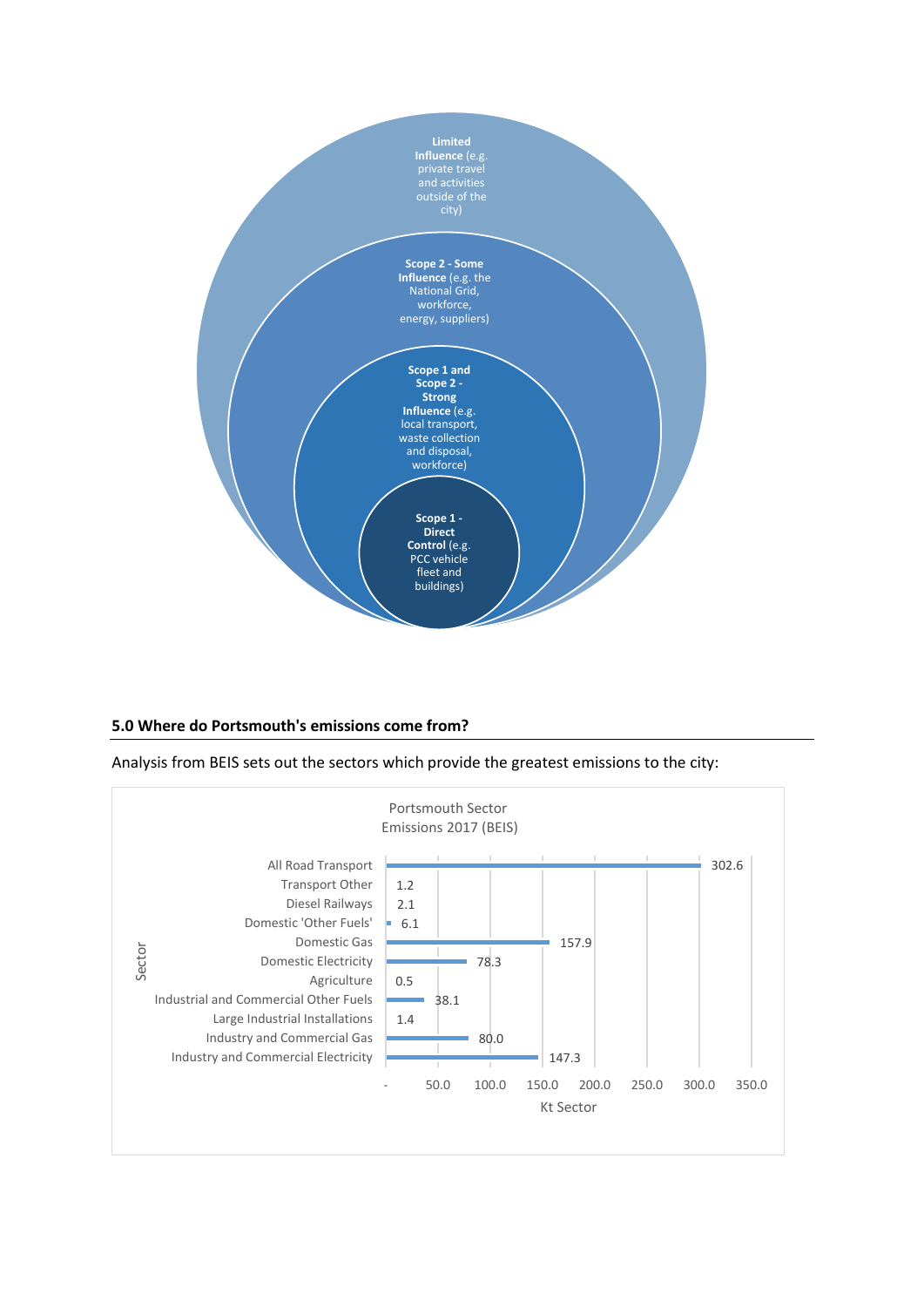**Limited Influence** (e.g. private travel and activities outside of the city)

**Scope 2 - Some Influence** (e.g. the National Grid, workforce, energy, suppliers)

**Scope 1 and Scope 2 - Strong Influence** (e.g. local transport, waste collection and disposal, workforce)

**Scope 1 - Direct Control** (e.g. PCC vehicle fleet and buildings)

### 5.0 Where do Portsmouth's emissions come from?

Analysis from BEIS sets out the sectors which provide the greatest emissions to the city:

Portsmouth Sector Emissions 2017 (BEIS)

| Sector | Kt Sector |
|---|---|
| All Road Transport | 302.6 |
| Transport Other | 1.2 |
| Diesel Railways | 2.1 |
| Domestic 'Other Fuels' | 6.1 |
| Domestic Gas | 157.9 |
| Domestic Electricity | 78.3 |
| Agriculture | 0.5 |
| Industrial and Commercial Other Fuels | 38.1 |
| Large Industrial Installations | 1.4 |
| Industry and Commercial Gas | 80.0 |
| Industry and Commercial Electricity | 147.3 |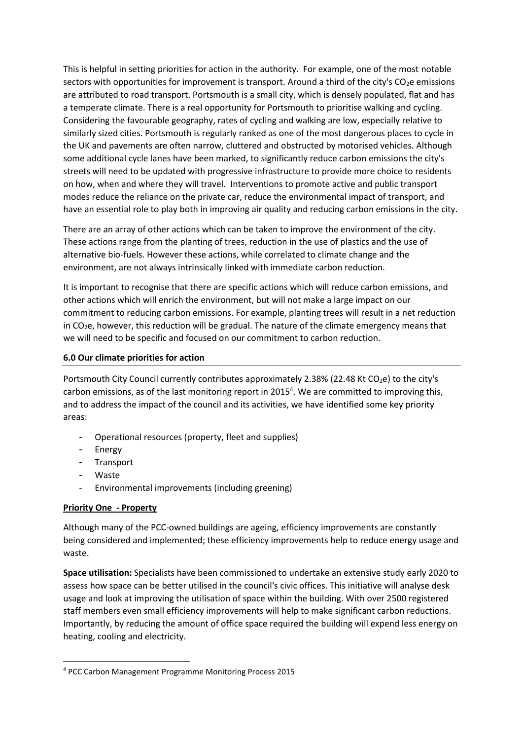This is helpful in setting priorities for action in the authority. For example, one of the most notable sectors with opportunities for improvement is transport. Around a third of the city's $CO_2e$ emissions are attributed to road transport. Portsmouth is a small city, which is densely populated, flat and has a temperate climate. There is a real opportunity for Portsmouth to prioritise walking and cycling. Considering the favourable geography, rates of cycling and walking are low, especially relative to similarly sized cities. Portsmouth is regularly ranked as one of the most dangerous places to cycle in the UK and pavements are often narrow, cluttered and obstructed by motorised vehicles. Although some additional cycle lanes have been marked, to significantly reduce carbon emissions the city's streets will need to be updated with progressive infrastructure to provide more choice to residents on how, when and where they will travel. Interventions to promote active and public transport modes reduce the reliance on the private car, reduce the environmental impact of transport, and have an essential role to play both in improving air quality and reducing carbon emissions in the city.

There are an array of other actions which can be taken to improve the environment of the city. These actions range from the planting of trees, reduction in the use of plastics and the use of alternative bio-fuels. However these actions, while correlated to climate change and the environment, are not always intrinsically linked with immediate carbon reduction.

It is important to recognise that there are specific actions which will reduce carbon emissions, and other actions which will enrich the environment, but will not make a large impact on our commitment to reducing carbon emissions. For example, planting trees will result in a net reduction in $CO_2e$, however, this reduction will be gradual. The nature of the climate emergency means that we will need to be specific and focused on our commitment to carbon reduction.

## 6.0 Our climate priorities for action

Portsmouth City Council currently contributes approximately 2.38% (22.48 Kt $CO_2e$) to the city's carbon emissions, as of the last monitoring report in 2015[4]. We are committed to improving this, and to address the impact of the council and its activities, we have identified some key priority areas:

- Operational resources (property, fleet and supplies)
- Energy
- Transport
- Waste
- Environmental improvements (including greening)

### Priority One - Property

Although many of the PCC-owned buildings are ageing, efficiency improvements are constantly being considered and implemented; these efficiency improvements help to reduce energy usage and waste.

**Space utilisation:** Specialists have been commissioned to undertake an extensive study early 2020 to assess how space can be better utilised in the council's civic offices. This initiative will analyse desk usage and look at improving the utilisation of space within the building. With over 2500 registered staff members even small efficiency improvements will help to make significant carbon reductions. Importantly, by reducing the amount of office space required the building will expend less energy on heating, cooling and electricity.

[4] PCC Carbon Management Programme Monitoring Process 2015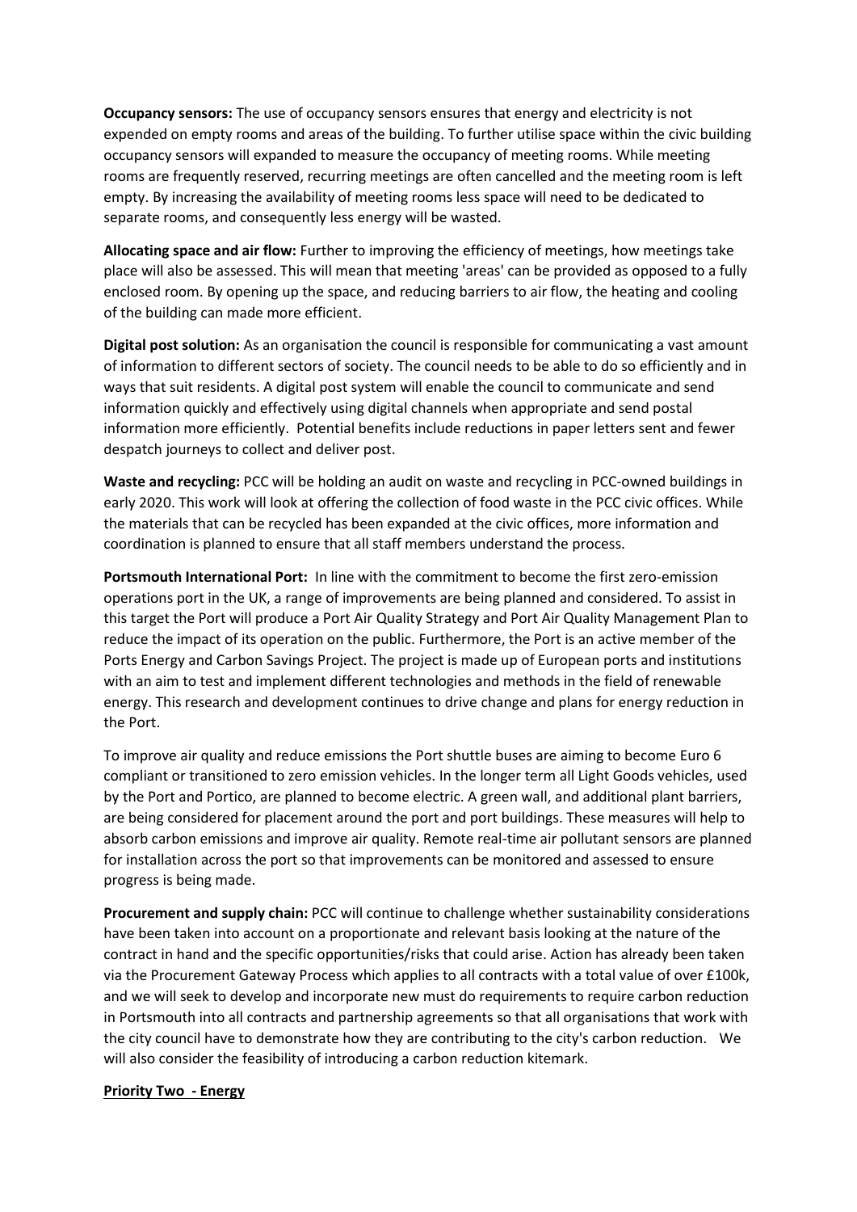**Occupancy sensors:** The use of occupancy sensors ensures that energy and electricity is not expended on empty rooms and areas of the building. To further utilise space within the civic building occupancy sensors will expanded to measure the occupancy of meeting rooms. While meeting rooms are frequently reserved, recurring meetings are often cancelled and the meeting room is left empty. By increasing the availability of meeting rooms less space will need to be dedicated to separate rooms, and consequently less energy will be wasted.

**Allocating space and air flow:** Further to improving the efficiency of meetings, how meetings take place will also be assessed. This will mean that meeting 'areas' can be provided as opposed to a fully enclosed room. By opening up the space, and reducing barriers to air flow, the heating and cooling of the building can made more efficient.

**Digital post solution:** As an organisation the council is responsible for communicating a vast amount of information to different sectors of society. The council needs to be able to do so efficiently and in ways that suit residents. A digital post system will enable the council to communicate and send information quickly and effectively using digital channels when appropriate and send postal information more efficiently. Potential benefits include reductions in paper letters sent and fewer despatch journeys to collect and deliver post.

**Waste and recycling:** PCC will be holding an audit on waste and recycling in PCC-owned buildings in early 2020. This work will look at offering the collection of food waste in the PCC civic offices. While the materials that can be recycled has been expanded at the civic offices, more information and coordination is planned to ensure that all staff members understand the process.

**Portsmouth International Port:** In line with the commitment to become the first zero-emission operations port in the UK, a range of improvements are being planned and considered. To assist in this target the Port will produce a Port Air Quality Strategy and Port Air Quality Management Plan to reduce the impact of its operation on the public. Furthermore, the Port is an active member of the Ports Energy and Carbon Savings Project. The project is made up of European ports and institutions with an aim to test and implement different technologies and methods in the field of renewable energy. This research and development continues to drive change and plans for energy reduction in the Port.

To improve air quality and reduce emissions the Port shuttle buses are aiming to become Euro 6 compliant or transitioned to zero emission vehicles. In the longer term all Light Goods vehicles, used by the Port and Portico, are planned to become electric. A green wall, and additional plant barriers, are being considered for placement around the port and port buildings. These measures will help to absorb carbon emissions and improve air quality. Remote real-time air pollutant sensors are planned for installation across the port so that improvements can be monitored and assessed to ensure progress is being made.

**Procurement and supply chain:** PCC will continue to challenge whether sustainability considerations have been taken into account on a proportionate and relevant basis looking at the nature of the contract in hand and the specific opportunities/risks that could arise. Action has already been taken via the Procurement Gateway Process which applies to all contracts with a total value of over £100k, and we will seek to develop and incorporate new must do requirements to require carbon reduction in Portsmouth into all contracts and partnership agreements so that all organisations that work with the city council have to demonstrate how they are contributing to the city's carbon reduction. We will also consider the feasibility of introducing a carbon reduction kitemark.

## Priority Two - Energy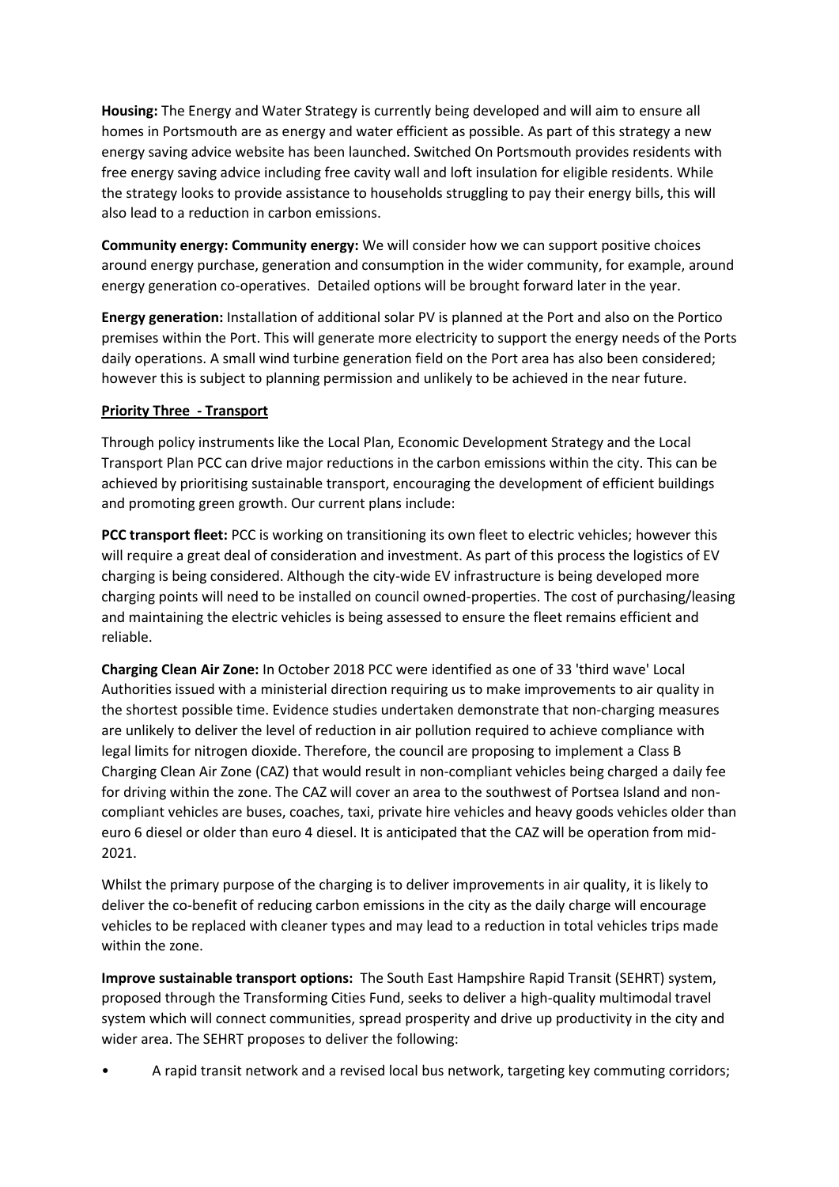**Housing:** The Energy and Water Strategy is currently being developed and will aim to ensure all homes in Portsmouth are as energy and water efficient as possible. As part of this strategy a new energy saving advice website has been launched. Switched On Portsmouth provides residents with free energy saving advice including free cavity wall and loft insulation for eligible residents. While the strategy looks to provide assistance to households struggling to pay their energy bills, this will also lead to a reduction in carbon emissions.

**Community energy: Community energy:** We will consider how we can support positive choices around energy purchase, generation and consumption in the wider community, for example, around energy generation co-operatives. Detailed options will be brought forward later in the year.

**Energy generation:** Installation of additional solar PV is planned at the Port and also on the Portico premises within the Port. This will generate more electricity to support the energy needs of the Ports daily operations. A small wind turbine generation field on the Port area has also been considered; however this is subject to planning permission and unlikely to be achieved in the near future.

**Priority Three - Transport**

Through policy instruments like the Local Plan, Economic Development Strategy and the Local Transport Plan PCC can drive major reductions in the carbon emissions within the city. This can be achieved by prioritising sustainable transport, encouraging the development of efficient buildings and promoting green growth. Our current plans include:

**PCC transport fleet:** PCC is working on transitioning its own fleet to electric vehicles; however this will require a great deal of consideration and investment. As part of this process the logistics of EV charging is being considered. Although the city-wide EV infrastructure is being developed more charging points will need to be installed on council owned-properties. The cost of purchasing/leasing and maintaining the electric vehicles is being assessed to ensure the fleet remains efficient and reliable.

**Charging Clean Air Zone:** In October 2018 PCC were identified as one of 33 'third wave' Local Authorities issued with a ministerial direction requiring us to make improvements to air quality in the shortest possible time. Evidence studies undertaken demonstrate that non-charging measures are unlikely to deliver the level of reduction in air pollution required to achieve compliance with legal limits for nitrogen dioxide. Therefore, the council are proposing to implement a Class B Charging Clean Air Zone (CAZ) that would result in non-compliant vehicles being charged a daily fee for driving within the zone. The CAZ will cover an area to the southwest of Portsea Island and non-compliant vehicles are buses, coaches, taxi, private hire vehicles and heavy goods vehicles older than euro 6 diesel or older than euro 4 diesel. It is anticipated that the CAZ will be operation from mid-2021.

Whilst the primary purpose of the charging is to deliver improvements in air quality, it is likely to deliver the co-benefit of reducing carbon emissions in the city as the daily charge will encourage vehicles to be replaced with cleaner types and may lead to a reduction in total vehicles trips made within the zone.

**Improve sustainable transport options:** The South East Hampshire Rapid Transit (SEHRT) system, proposed through the Transforming Cities Fund, seeks to deliver a high-quality multimodal travel system which will connect communities, spread prosperity and drive up productivity in the city and wider area. The SEHRT proposes to deliver the following:

- A rapid transit network and a revised local bus network, targeting key commuting corridors;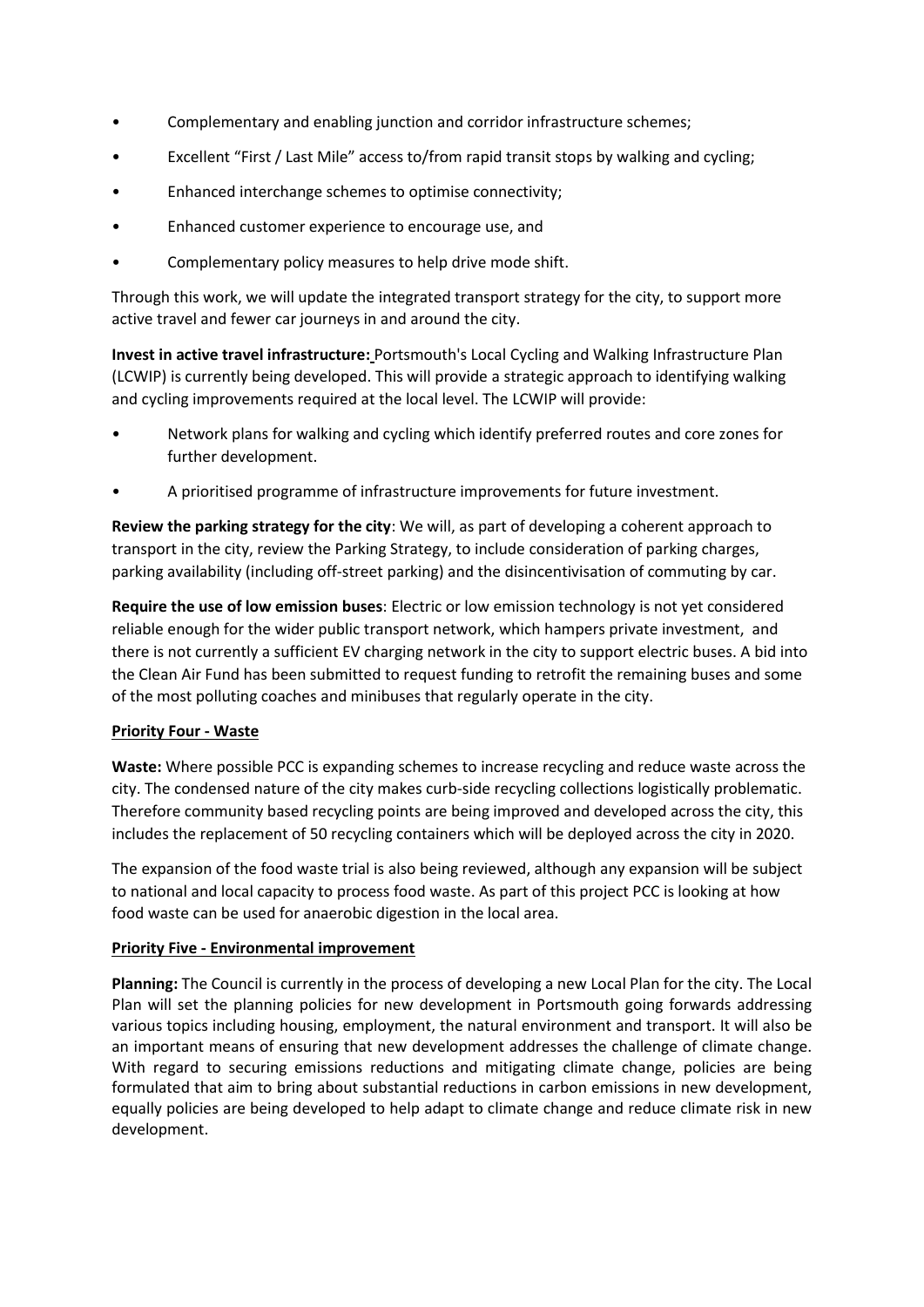- Complementary and enabling junction and corridor infrastructure schemes;
- Excellent "First / Last Mile" access to/from rapid transit stops by walking and cycling;
- Enhanced interchange schemes to optimise connectivity;
- Enhanced customer experience to encourage use, and
- Complementary policy measures to help drive mode shift.

Through this work, we will update the integrated transport strategy for the city, to support more active travel and fewer car journeys in and around the city.

**Invest in active travel infrastructure:** Portsmouth's Local Cycling and Walking Infrastructure Plan (LCWIP) is currently being developed. This will provide a strategic approach to identifying walking and cycling improvements required at the local level. The LCWIP will provide:

- Network plans for walking and cycling which identify preferred routes and core zones for further development.
- A prioritised programme of infrastructure improvements for future investment.

**Review the parking strategy for the city**: We will, as part of developing a coherent approach to transport in the city, review the Parking Strategy, to include consideration of parking charges, parking availability (including off-street parking) and the disincentivisation of commuting by car.

**Require the use of low emission buses**: Electric or low emission technology is not yet considered reliable enough for the wider public transport network, which hampers private investment, and there is not currently a sufficient EV charging network in the city to support electric buses. A bid into the Clean Air Fund has been submitted to request funding to retrofit the remaining buses and some of the most polluting coaches and minibuses that regularly operate in the city.

## Priority Four - Waste

**Waste:** Where possible PCC is expanding schemes to increase recycling and reduce waste across the city. The condensed nature of the city makes curb-side recycling collections logistically problematic. Therefore community based recycling points are being improved and developed across the city, this includes the replacement of 50 recycling containers which will be deployed across the city in 2020.

The expansion of the food waste trial is also being reviewed, although any expansion will be subject to national and local capacity to process food waste. As part of this project PCC is looking at how food waste can be used for anaerobic digestion in the local area.

## Priority Five - Environmental improvement

**Planning:** The Council is currently in the process of developing a new Local Plan for the city. The Local Plan will set the planning policies for new development in Portsmouth going forwards addressing various topics including housing, employment, the natural environment and transport. It will also be an important means of ensuring that new development addresses the challenge of climate change. With regard to securing emissions reductions and mitigating climate change, policies are being formulated that aim to bring about substantial reductions in carbon emissions in new development, equally policies are being developed to help adapt to climate change and reduce climate risk in new development.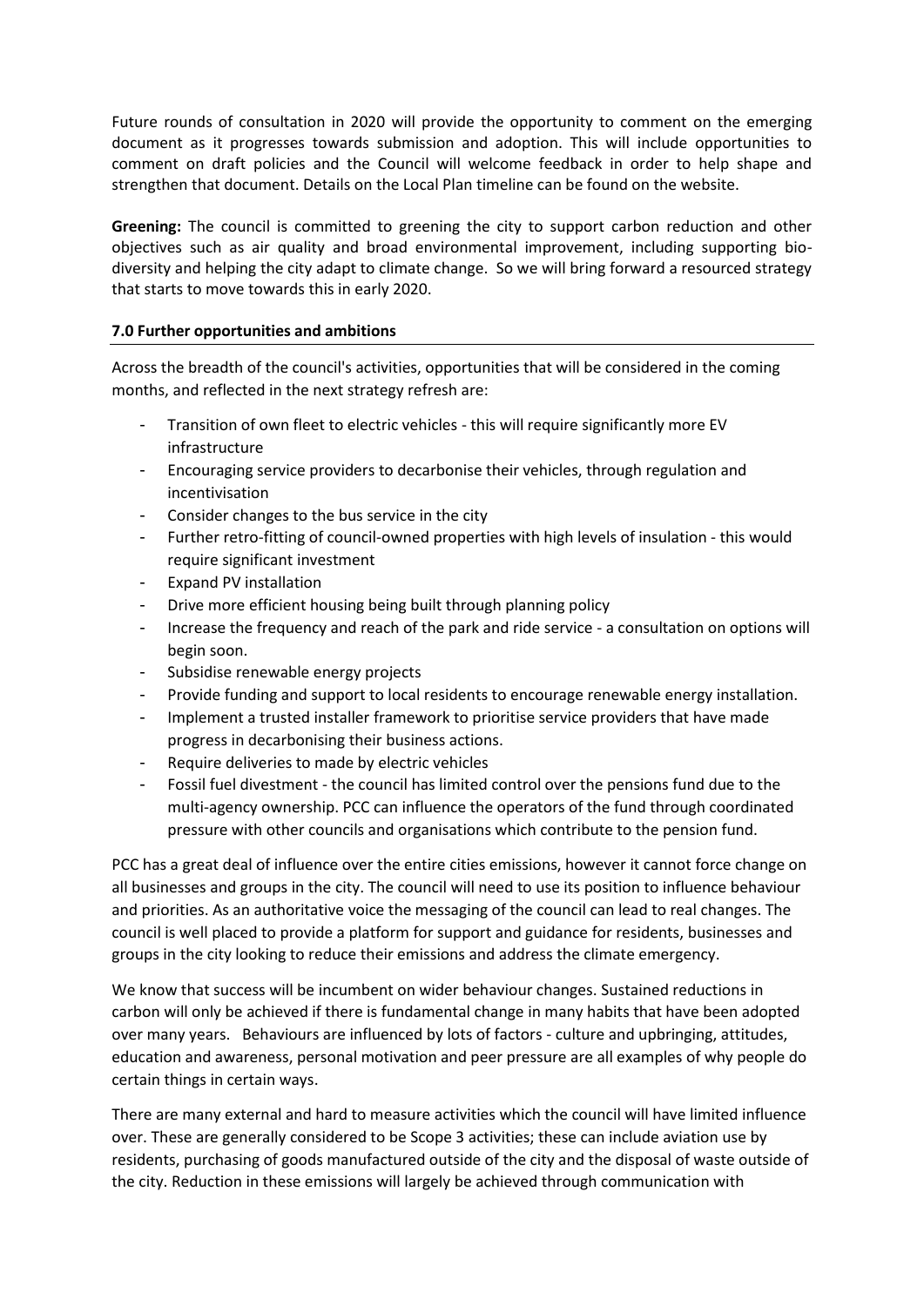Future rounds of consultation in 2020 will provide the opportunity to comment on the emerging document as it progresses towards submission and adoption. This will include opportunities to comment on draft policies and the Council will welcome feedback in order to help shape and strengthen that document. Details on the Local Plan timeline can be found on the website.

**Greening:** The council is committed to greening the city to support carbon reduction and other objectives such as air quality and broad environmental improvement, including supporting bio-diversity and helping the city adapt to climate change. So we will bring forward a resourced strategy that starts to move towards this in early 2020.

## 7.0 Further opportunities and ambitions

Across the breadth of the council's activities, opportunities that will be considered in the coming months, and reflected in the next strategy refresh are:

- Transition of own fleet to electric vehicles - this will require significantly more EV infrastructure
- Encouraging service providers to decarbonise their vehicles, through regulation and incentivisation
- Consider changes to the bus service in the city
- Further retro-fitting of council-owned properties with high levels of insulation - this would require significant investment
- Expand PV installation
- Drive more efficient housing being built through planning policy
- Increase the frequency and reach of the park and ride service - a consultation on options will begin soon.
- Subsidise renewable energy projects
- Provide funding and support to local residents to encourage renewable energy installation.
- Implement a trusted installer framework to prioritise service providers that have made progress in decarbonising their business actions.
- Require deliveries to made by electric vehicles
- Fossil fuel divestment - the council has limited control over the pensions fund due to the multi-agency ownership. PCC can influence the operators of the fund through coordinated pressure with other councils and organisations which contribute to the pension fund.

PCC has a great deal of influence over the entire cities emissions, however it cannot force change on all businesses and groups in the city. The council will need to use its position to influence behaviour and priorities. As an authoritative voice the messaging of the council can lead to real changes. The council is well placed to provide a platform for support and guidance for residents, businesses and groups in the city looking to reduce their emissions and address the climate emergency.

We know that success will be incumbent on wider behaviour changes. Sustained reductions in carbon will only be achieved if there is fundamental change in many habits that have been adopted over many years. Behaviours are influenced by lots of factors - culture and upbringing, attitudes, education and awareness, personal motivation and peer pressure are all examples of why people do certain things in certain ways.

There are many external and hard to measure activities which the council will have limited influence over. These are generally considered to be Scope 3 activities; these can include aviation use by residents, purchasing of goods manufactured outside of the city and the disposal of waste outside of the city. Reduction in these emissions will largely be achieved through communication with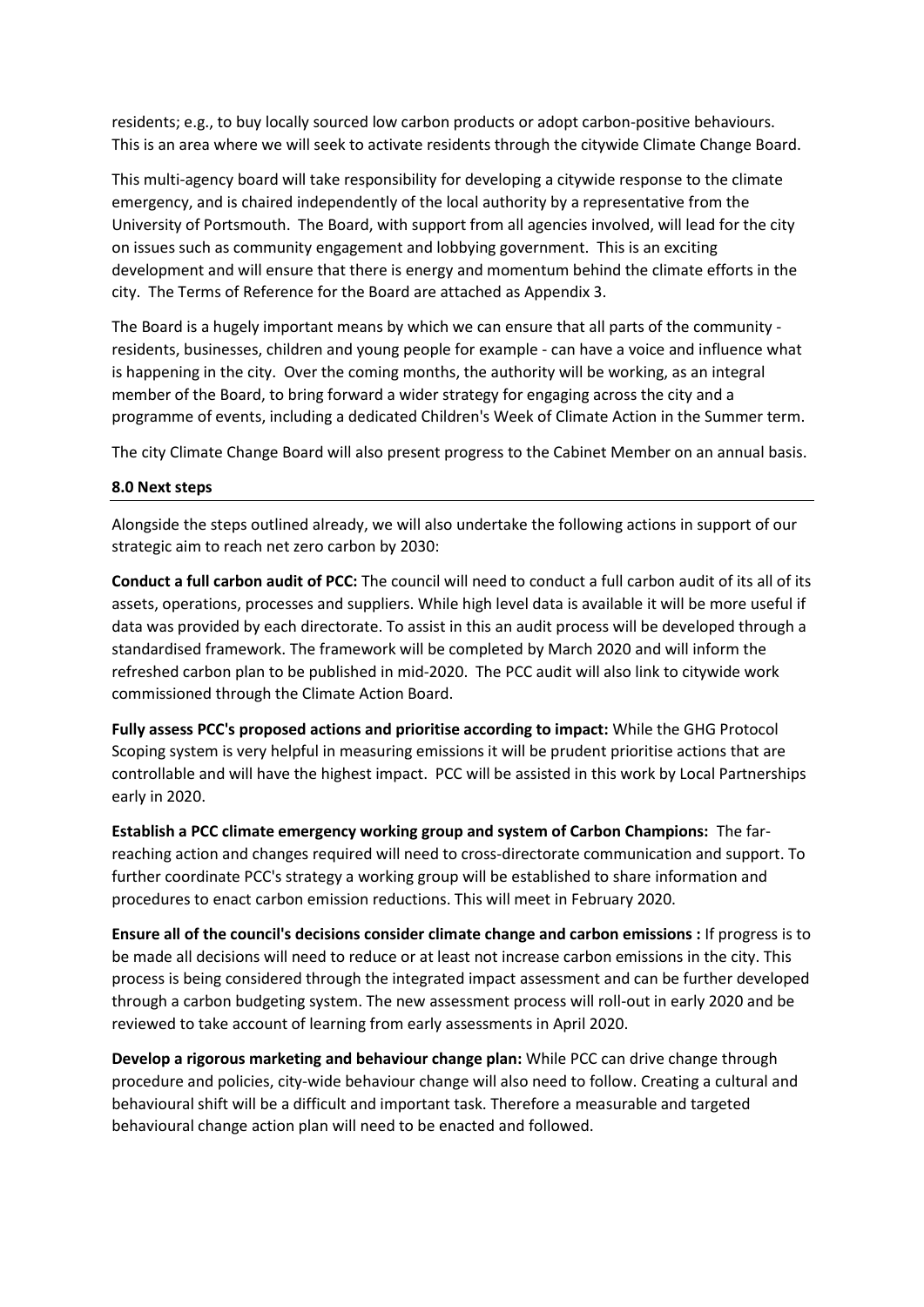residents; e.g., to buy locally sourced low carbon products or adopt carbon-positive behaviours. This is an area where we will seek to activate residents through the citywide Climate Change Board.

This multi-agency board will take responsibility for developing a citywide response to the climate emergency, and is chaired independently of the local authority by a representative from the University of Portsmouth. The Board, with support from all agencies involved, will lead for the city on issues such as community engagement and lobbying government. This is an exciting development and will ensure that there is energy and momentum behind the climate efforts in the city. The Terms of Reference for the Board are attached as Appendix 3.

The Board is a hugely important means by which we can ensure that all parts of the community - residents, businesses, children and young people for example - can have a voice and influence what is happening in the city. Over the coming months, the authority will be working, as an integral member of the Board, to bring forward a wider strategy for engaging across the city and a programme of events, including a dedicated Children's Week of Climate Action in the Summer term.

The city Climate Change Board will also present progress to the Cabinet Member on an annual basis.

## 8.0 Next steps

Alongside the steps outlined already, we will also undertake the following actions in support of our strategic aim to reach net zero carbon by 2030:

**Conduct a full carbon audit of PCC:** The council will need to conduct a full carbon audit of its all of its assets, operations, processes and suppliers. While high level data is available it will be more useful if data was provided by each directorate. To assist in this an audit process will be developed through a standardised framework. The framework will be completed by March 2020 and will inform the refreshed carbon plan to be published in mid-2020. The PCC audit will also link to citywide work commissioned through the Climate Action Board.

**Fully assess PCC's proposed actions and prioritise according to impact:** While the GHG Protocol Scoping system is very helpful in measuring emissions it will be prudent prioritise actions that are controllable and will have the highest impact. PCC will be assisted in this work by Local Partnerships early in 2020.

**Establish a PCC climate emergency working group and system of Carbon Champions:** The far-reaching action and changes required will need to cross-directorate communication and support. To further coordinate PCC's strategy a working group will be established to share information and procedures to enact carbon emission reductions. This will meet in February 2020.

**Ensure all of the council's decisions consider climate change and carbon emissions :** If progress is to be made all decisions will need to reduce or at least not increase carbon emissions in the city. This process is being considered through the integrated impact assessment and can be further developed through a carbon budgeting system. The new assessment process will roll-out in early 2020 and be reviewed to take account of learning from early assessments in April 2020.

**Develop a rigorous marketing and behaviour change plan:** While PCC can drive change through procedure and policies, city-wide behaviour change will also need to follow. Creating a cultural and behavioural shift will be a difficult and important task. Therefore a measurable and targeted behavioural change action plan will need to be enacted and followed.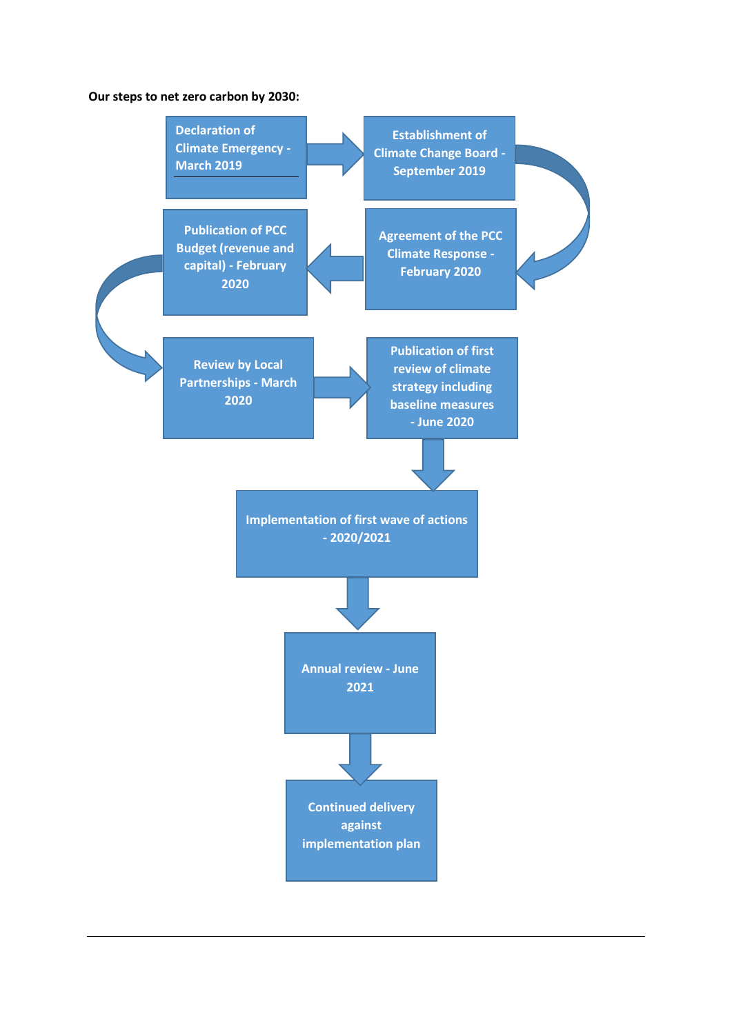**Our steps to net zero carbon by 2030:**

1. Declaration of Climate Emergency - March 2019
2. Establishment of Climate Change Board - September 2019
3. Agreement of the PCC Climate Response - February 2020
4. Publication of PCC Budget (revenue and capital) - February 2020
5. Review by Local Partnerships - March 2020
6. Publication of first review of climate strategy including baseline measures - June 2020
7. Implementation of first wave of actions - 2020/2021
8. Annual review - June 2021
9. Continued delivery against implementation plan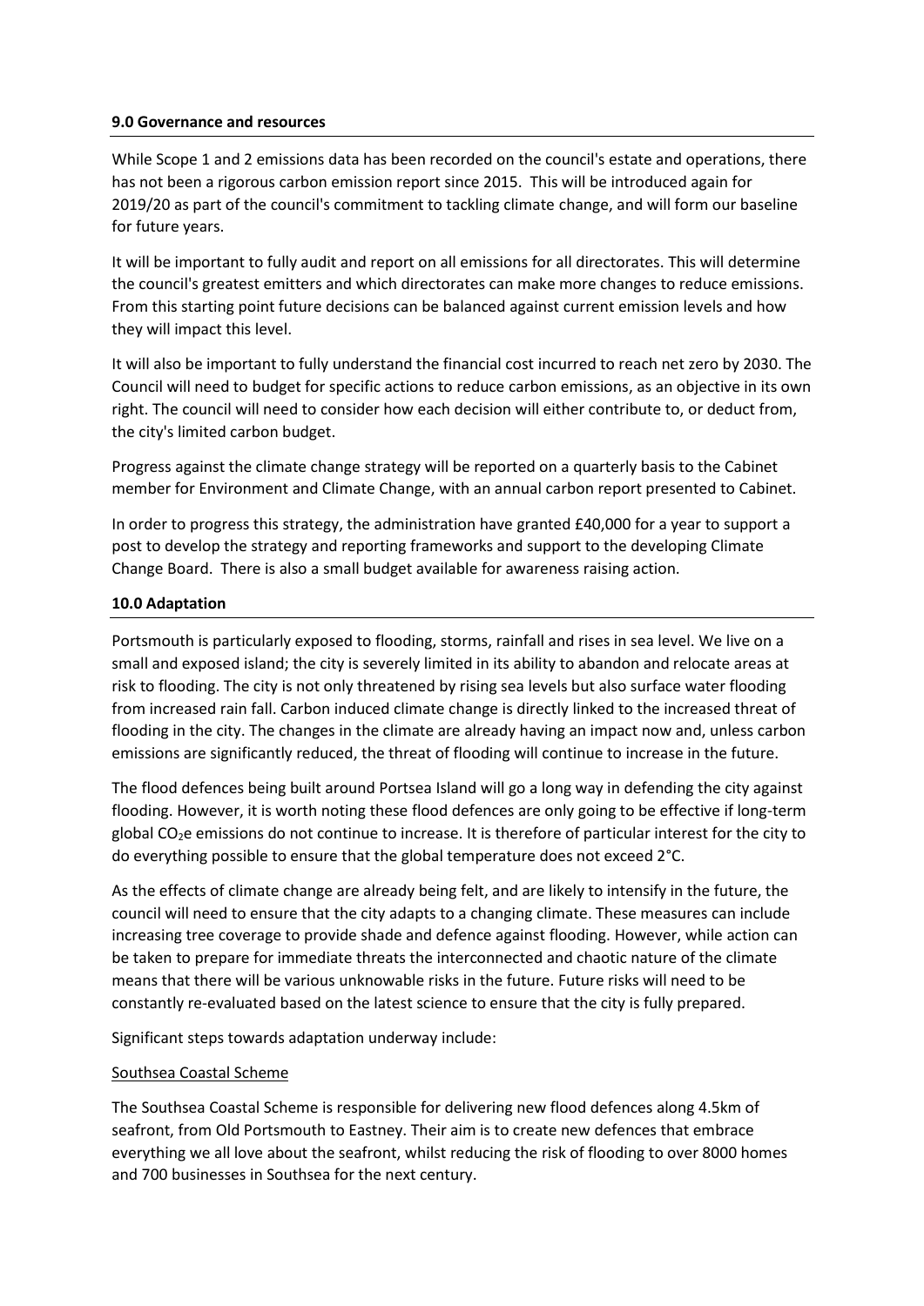## 9.0 Governance and resources

While Scope 1 and 2 emissions data has been recorded on the council's estate and operations, there has not been a rigorous carbon emission report since 2015. This will be introduced again for 2019/20 as part of the council's commitment to tackling climate change, and will form our baseline for future years.

It will be important to fully audit and report on all emissions for all directorates. This will determine the council's greatest emitters and which directorates can make more changes to reduce emissions. From this starting point future decisions can be balanced against current emission levels and how they will impact this level.

It will also be important to fully understand the financial cost incurred to reach net zero by 2030. The Council will need to budget for specific actions to reduce carbon emissions, as an objective in its own right. The council will need to consider how each decision will either contribute to, or deduct from, the city's limited carbon budget.

Progress against the climate change strategy will be reported on a quarterly basis to the Cabinet member for Environment and Climate Change, with an annual carbon report presented to Cabinet.

In order to progress this strategy, the administration have granted £40,000 for a year to support a post to develop the strategy and reporting frameworks and support to the developing Climate Change Board. There is also a small budget available for awareness raising action.

## 10.0 Adaptation

Portsmouth is particularly exposed to flooding, storms, rainfall and rises in sea level. We live on a small and exposed island; the city is severely limited in its ability to abandon and relocate areas at risk to flooding. The city is not only threatened by rising sea levels but also surface water flooding from increased rain fall. Carbon induced climate change is directly linked to the increased threat of flooding in the city. The changes in the climate are already having an impact now and, unless carbon emissions are significantly reduced, the threat of flooding will continue to increase in the future.

The flood defences being built around Portsea Island will go a long way in defending the city against flooding. However, it is worth noting these flood defences are only going to be effective if long-term global $CO_2e$ emissions do not continue to increase. It is therefore of particular interest for the city to do everything possible to ensure that the global temperature does not exceed 2°C.

As the effects of climate change are already being felt, and are likely to intensify in the future, the council will need to ensure that the city adapts to a changing climate. These measures can include increasing tree coverage to provide shade and defence against flooding. However, while action can be taken to prepare for immediate threats the interconnected and chaotic nature of the climate means that there will be various unknowable risks in the future. Future risks will need to be constantly re-evaluated based on the latest science to ensure that the city is fully prepared.

Significant steps towards adaptation underway include:

Southsea Coastal Scheme

The Southsea Coastal Scheme is responsible for delivering new flood defences along 4.5km of seafront, from Old Portsmouth to Eastney. Their aim is to create new defences that embrace everything we all love about the seafront, whilst reducing the risk of flooding to over 8000 homes and 700 businesses in Southsea for the next century.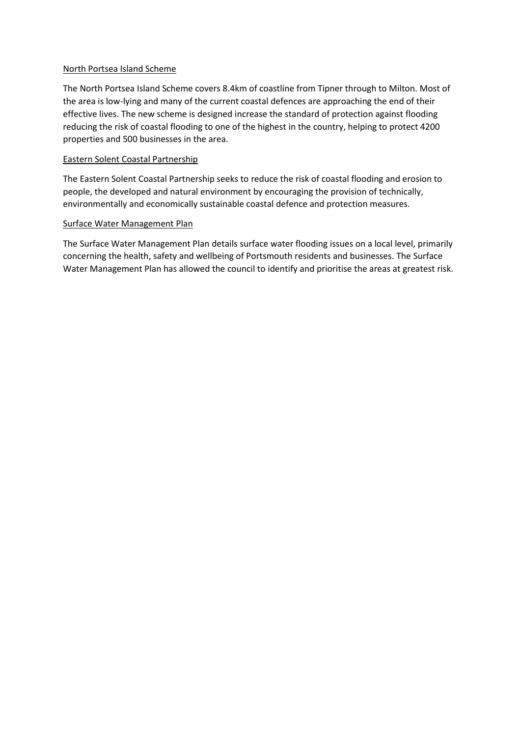North Portsea Island Scheme

The North Portsea Island Scheme covers 8.4km of coastline from Tipner through to Milton. Most of the area is low-lying and many of the current coastal defences are approaching the end of their effective lives. The new scheme is designed increase the standard of protection against flooding reducing the risk of coastal flooding to one of the highest in the country, helping to protect 4200 properties and 500 businesses in the area.

Eastern Solent Coastal Partnership

The Eastern Solent Coastal Partnership seeks to reduce the risk of coastal flooding and erosion to people, the developed and natural environment by encouraging the provision of technically, environmentally and economically sustainable coastal defence and protection measures.

Surface Water Management Plan

The Surface Water Management Plan details surface water flooding issues on a local level, primarily concerning the health, safety and wellbeing of Portsmouth residents and businesses. The Surface Water Management Plan has allowed the council to identify and prioritise the areas at greatest risk.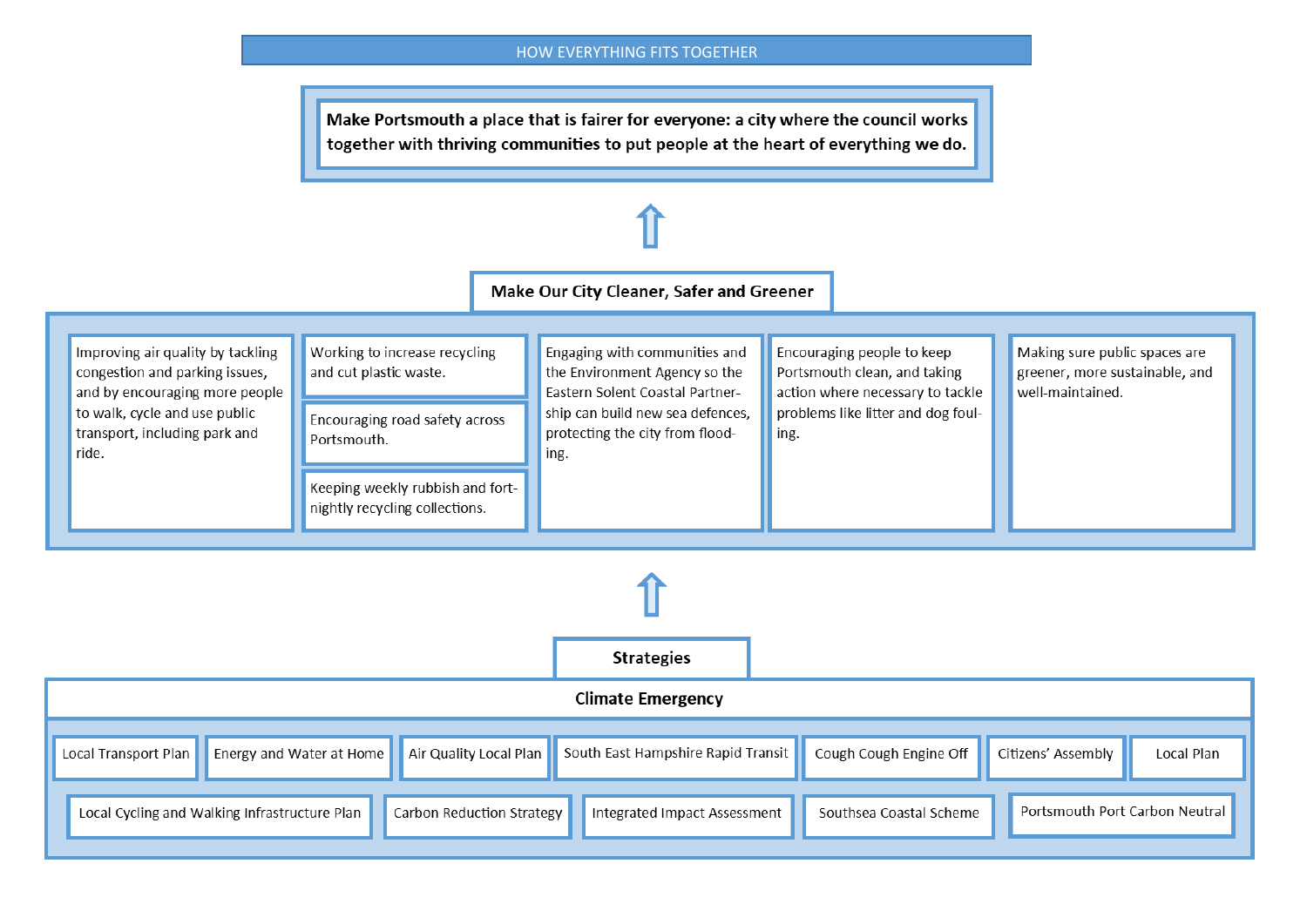## HOW EVERYTHING FITS TOGETHER

**Make Portsmouth a place that is fairer for everyone: a city where the council works together with thriving communities to put people at the heart of everything we do.**

⇧

### Make Our City Cleaner, Safer and Greener

- Improving air quality by tackling congestion and parking issues, and by encouraging more people to walk, cycle and use public transport, including park and ride.
- Working to increase recycling and cut plastic waste.
- Encouraging road safety across Portsmouth.
- Keeping weekly rubbish and fortnightly recycling collections.
- Engaging with communities and the Environment Agency so the Eastern Solent Coastal Partnership can build new sea defences, protecting the city from flooding.
- Encouraging people to keep Portsmouth clean, and taking action where necessary to tackle problems like litter and dog fouling.
- Making sure public spaces are greener, more sustainable, and well-maintained.

⇧

### Strategies

**Climate Emergency**

- Local Transport Plan
- Energy and Water at Home
- Air Quality Local Plan
- South East Hampshire Rapid Transit
- Cough Cough Engine Off
- Citizens' Assembly
- Local Plan
- Local Cycling and Walking Infrastructure Plan
- Carbon Reduction Strategy
- Integrated Impact Assessment
- Southsea Coastal Scheme
- Portsmouth Port Carbon Neutral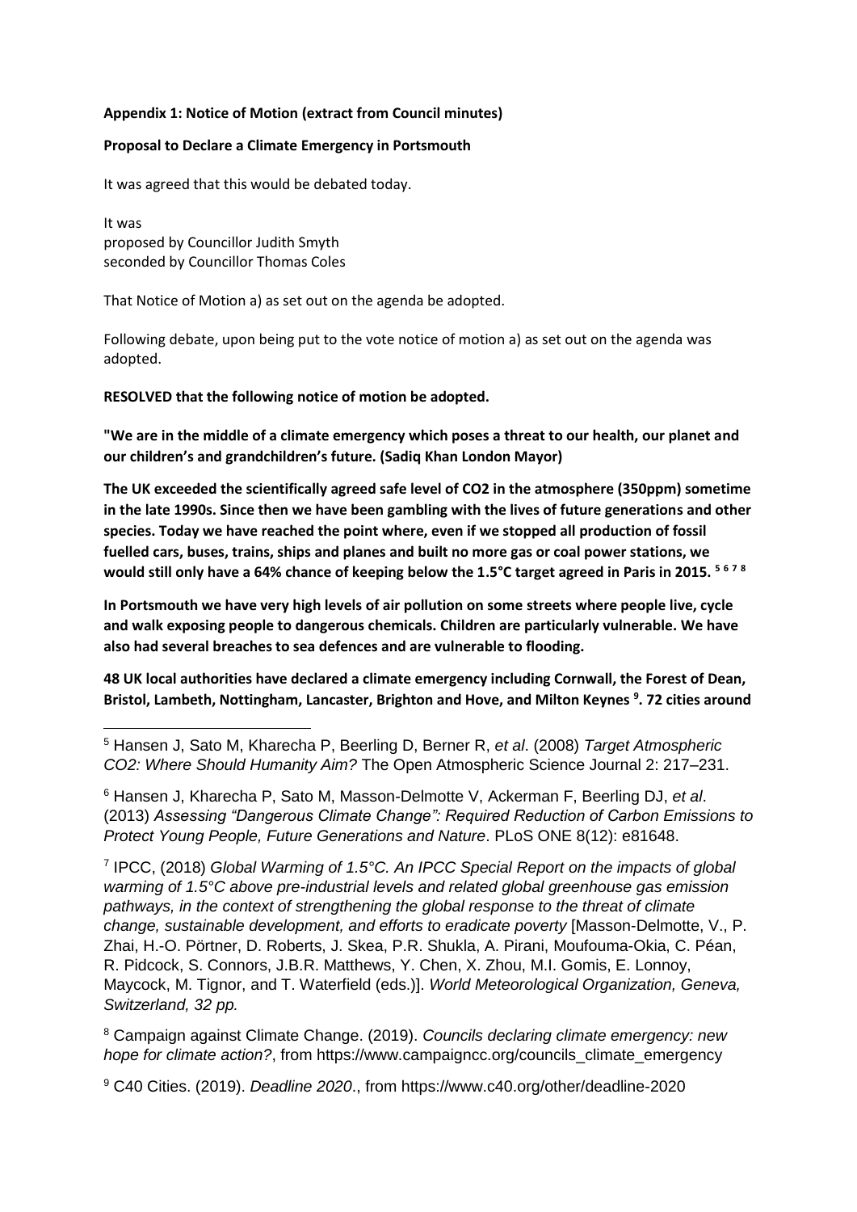**Appendix 1: Notice of Motion (extract from Council minutes)**

**Proposal to Declare a Climate Emergency in Portsmouth**

It was agreed that this would be debated today.

It was
proposed by Councillor Judith Smyth
seconded by Councillor Thomas Coles

That Notice of Motion a) as set out on the agenda be adopted.

Following debate, upon being put to the vote notice of motion a) as set out on the agenda was adopted.

**RESOLVED that the following notice of motion be adopted.**

**"We are in the middle of a climate emergency which poses a threat to our health, our planet and our children's and grandchildren's future. (Sadiq Khan London Mayor)**

**The UK exceeded the scientifically agreed safe level of $CO_2$ in the atmosphere (350ppm) sometime in the late 1990s. Since then we have been gambling with the lives of future generations and other species. Today we have reached the point where, even if we stopped all production of fossil fuelled cars, buses, trains, ships and planes and built no more gas or coal power stations, we would still only have a 64% chance of keeping below the 1.5°C target agreed in Paris in 2015. [5] [6] [7] [8]**

**In Portsmouth we have very high levels of air pollution on some streets where people live, cycle and walk exposing people to dangerous chemicals. Children are particularly vulnerable. We have also had several breaches to sea defences and are vulnerable to flooding.**

**48 UK local authorities have declared a climate emergency including Cornwall, the Forest of Dean, Bristol, Lambeth, Nottingham, Lancaster, Brighton and Hove, and Milton Keynes [9]. 72 cities around**

---

[5] Hansen J, Sato M, Kharecha P, Beerling D, Berner R, *et al*. (2008) *Target Atmospheric CO2: Where Should Humanity Aim?* The Open Atmospheric Science Journal 2: 217–231.

[6] Hansen J, Kharecha P, Sato M, Masson-Delmotte V, Ackerman F, Beerling DJ, *et al*. (2013) *Assessing "Dangerous Climate Change": Required Reduction of Carbon Emissions to Protect Young People, Future Generations and Nature*. PLoS ONE 8(12): e81648.

[7] IPCC, (2018) *Global Warming of 1.5°C. An IPCC Special Report on the impacts of global warming of 1.5°C above pre-industrial levels and related global greenhouse gas emission pathways, in the context of strengthening the global response to the threat of climate change, sustainable development, and efforts to eradicate poverty* [Masson-Delmotte, V., P. Zhai, H.-O. Pörtner, D. Roberts, J. Skea, P.R. Shukla, A. Pirani, Moufouma-Okia, C. Péan, R. Pidcock, S. Connors, J.B.R. Matthews, Y. Chen, X. Zhou, M.I. Gomis, E. Lonnoy, Maycock, M. Tignor, and T. Waterfield (eds.)]. *World Meteorological Organization, Geneva, Switzerland, 32 pp.*

[8] Campaign against Climate Change. (2019). *Councils declaring climate emergency: new hope for climate action?*, from https://www.campaigncc.org/councils_climate_emergency

[9] C40 Cities. (2019). *Deadline 2020*., from https://www.c40.org/other/deadline-2020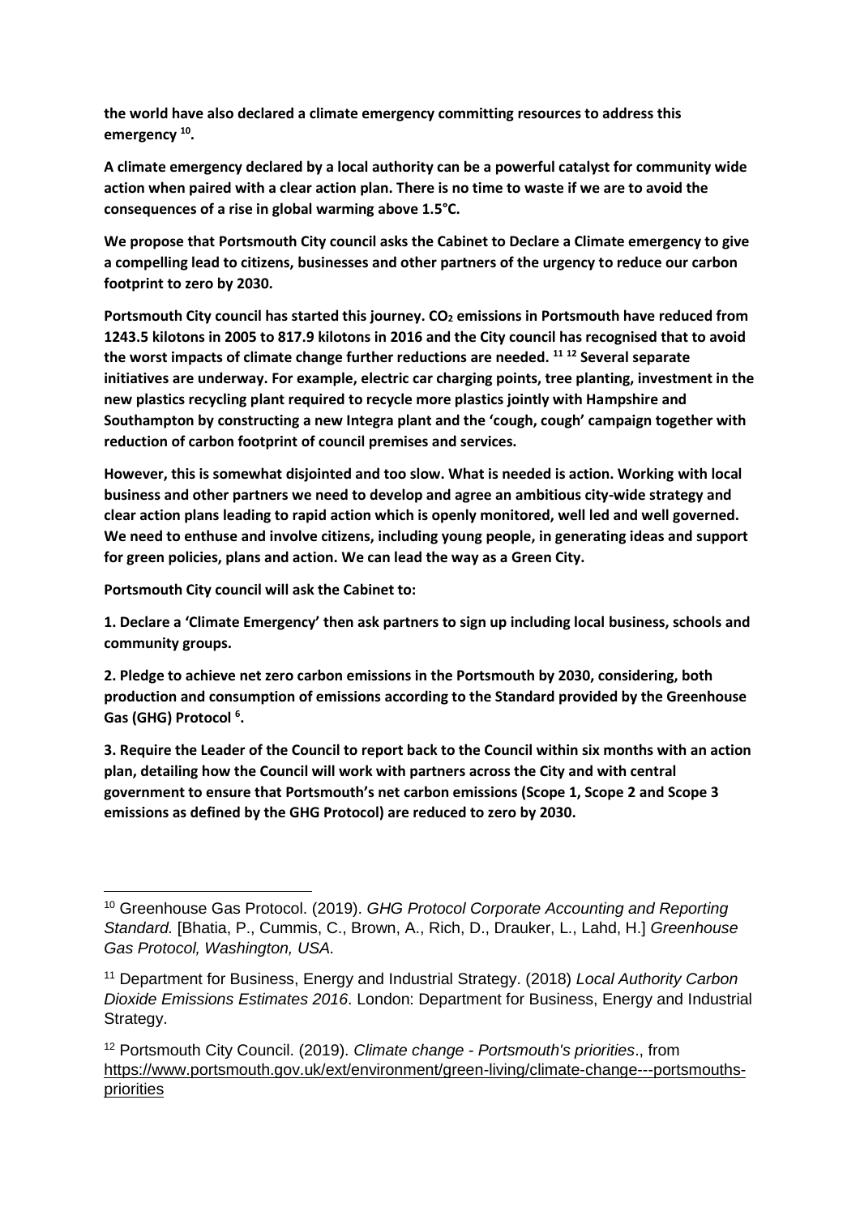**the world have also declared a climate emergency committing resources to address this emergency [10].**

**A climate emergency declared by a local authority can be a powerful catalyst for community wide action when paired with a clear action plan. There is no time to waste if we are to avoid the consequences of a rise in global warming above 1.5°C.**

**We propose that Portsmouth City council asks the Cabinet to Declare a Climate emergency to give a compelling lead to citizens, businesses and other partners of the urgency to reduce our carbon footprint to zero by 2030.**

**Portsmouth City council has started this journey. $CO_2$ emissions in Portsmouth have reduced from 1243.5 kilotons in 2005 to 817.9 kilotons in 2016 and the City council has recognised that to avoid the worst impacts of climate change further reductions are needed. [11] [12] Several separate initiatives are underway. For example, electric car charging points, tree planting, investment in the new plastics recycling plant required to recycle more plastics jointly with Hampshire and Southampton by constructing a new Integra plant and the 'cough, cough' campaign together with reduction of carbon footprint of council premises and services.**

**However, this is somewhat disjointed and too slow. What is needed is action. Working with local business and other partners we need to develop and agree an ambitious city-wide strategy and clear action plans leading to rapid action which is openly monitored, well led and well governed. We need to enthuse and involve citizens, including young people, in generating ideas and support for green policies, plans and action. We can lead the way as a Green City.**

**Portsmouth City council will ask the Cabinet to:**

**1. Declare a 'Climate Emergency' then ask partners to sign up including local business, schools and community groups.**

**2. Pledge to achieve net zero carbon emissions in the Portsmouth by 2030, considering, both production and consumption of emissions according to the Standard provided by the Greenhouse Gas (GHG) Protocol [6].**

**3. Require the Leader of the Council to report back to the Council within six months with an action plan, detailing how the Council will work with partners across the City and with central government to ensure that Portsmouth's net carbon emissions (Scope 1, Scope 2 and Scope 3 emissions as defined by the GHG Protocol) are reduced to zero by 2030.**

---

[10] Greenhouse Gas Protocol. (2019). *GHG Protocol Corporate Accounting and Reporting Standard.* [Bhatia, P., Cummis, C., Brown, A., Rich, D., Drauker, L., Lahd, H.] *Greenhouse Gas Protocol, Washington, USA.*

[11] Department for Business, Energy and Industrial Strategy. (2018) *Local Authority Carbon Dioxide Emissions Estimates 2016*. London: Department for Business, Energy and Industrial Strategy.

[12] Portsmouth City Council. (2019). *Climate change - Portsmouth's priorities*., from https://www.portsmouth.gov.uk/ext/environment/green-living/climate-change---portsmouths-priorities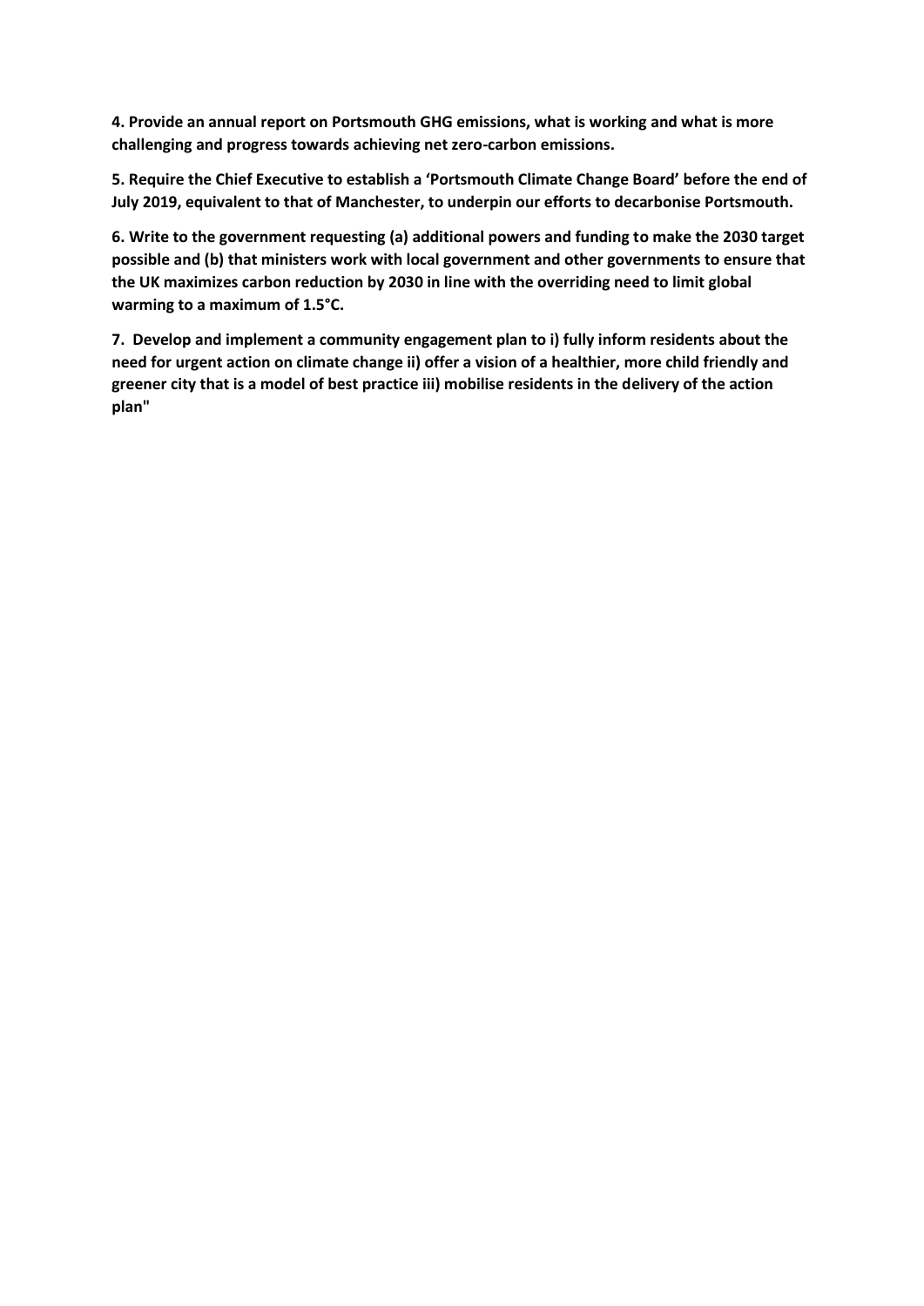**4. Provide an annual report on Portsmouth GHG emissions, what is working and what is more challenging and progress towards achieving net zero-carbon emissions.**

**5. Require the Chief Executive to establish a 'Portsmouth Climate Change Board' before the end of July 2019, equivalent to that of Manchester, to underpin our efforts to decarbonise Portsmouth.**

**6. Write to the government requesting (a) additional powers and funding to make the 2030 target possible and (b) that ministers work with local government and other governments to ensure that the UK maximizes carbon reduction by 2030 in line with the overriding need to limit global warming to a maximum of 1.5°C.**

**7. Develop and implement a community engagement plan to i) fully inform residents about the need for urgent action on climate change ii) offer a vision of a healthier, more child friendly and greener city that is a model of best practice iii) mobilise residents in the delivery of the action plan"**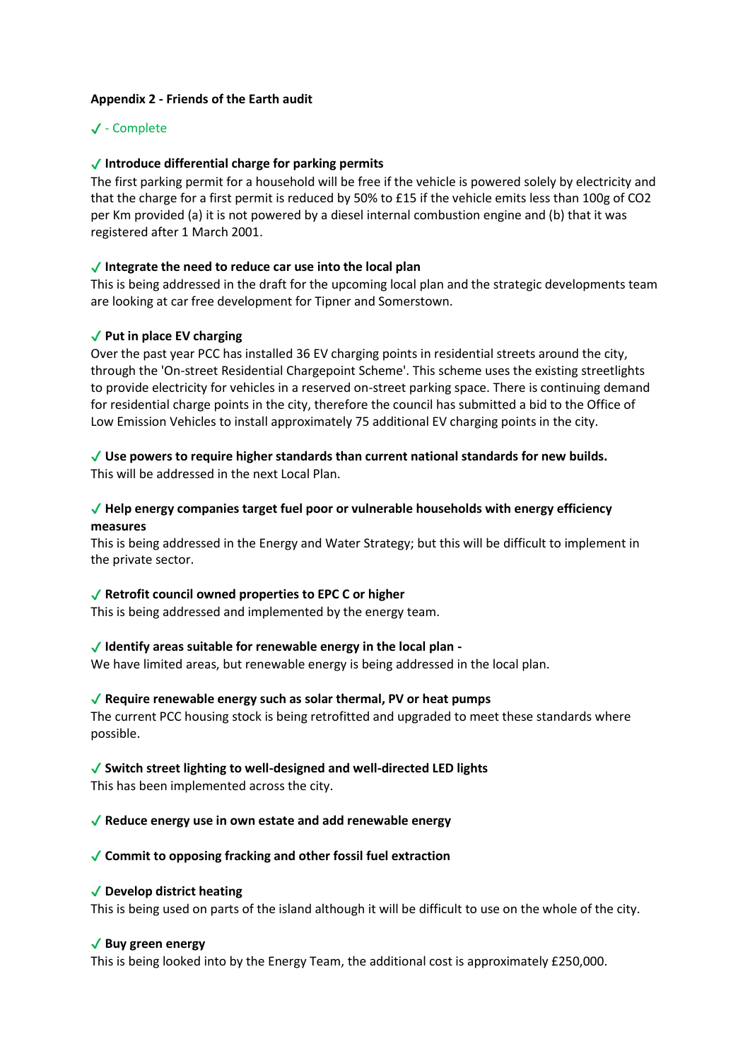**Appendix 2 - Friends of the Earth audit**

✓ - Complete

✓ **Introduce differential charge for parking permits**

The first parking permit for a household will be free if the vehicle is powered solely by electricity and that the charge for a first permit is reduced by 50% to £15 if the vehicle emits less than 100g of $CO_2$ per Km provided (a) it is not powered by a diesel internal combustion engine and (b) that it was registered after 1 March 2001.

✓ **Integrate the need to reduce car use into the local plan**

This is being addressed in the draft for the upcoming local plan and the strategic developments team are looking at car free development for Tipner and Somerstown.

✓ **Put in place EV charging**

Over the past year PCC has installed 36 EV charging points in residential streets around the city, through the 'On-street Residential Chargepoint Scheme'. This scheme uses the existing streetlights to provide electricity for vehicles in a reserved on-street parking space. There is continuing demand for residential charge points in the city, therefore the council has submitted a bid to the Office of Low Emission Vehicles to install approximately 75 additional EV charging points in the city.

✓ **Use powers to require higher standards than current national standards for new builds.**

This will be addressed in the next Local Plan.

✓ **Help energy companies target fuel poor or vulnerable households with energy efficiency measures**

This is being addressed in the Energy and Water Strategy; but this will be difficult to implement in the private sector.

✓ **Retrofit council owned properties to EPC C or higher**

This is being addressed and implemented by the energy team.

✓ **Identify areas suitable for renewable energy in the local plan -**

We have limited areas, but renewable energy is being addressed in the local plan.

✓ **Require renewable energy such as solar thermal, PV or heat pumps**

The current PCC housing stock is being retrofitted and upgraded to meet these standards where possible.

✓ **Switch street lighting to well-designed and well-directed LED lights**

This has been implemented across the city.

✓ **Reduce energy use in own estate and add renewable energy**

✓ **Commit to opposing fracking and other fossil fuel extraction**

✓ **Develop district heating**

This is being used on parts of the island although it will be difficult to use on the whole of the city.

✓ **Buy green energy**

This is being looked into by the Energy Team, the additional cost is approximately £250,000.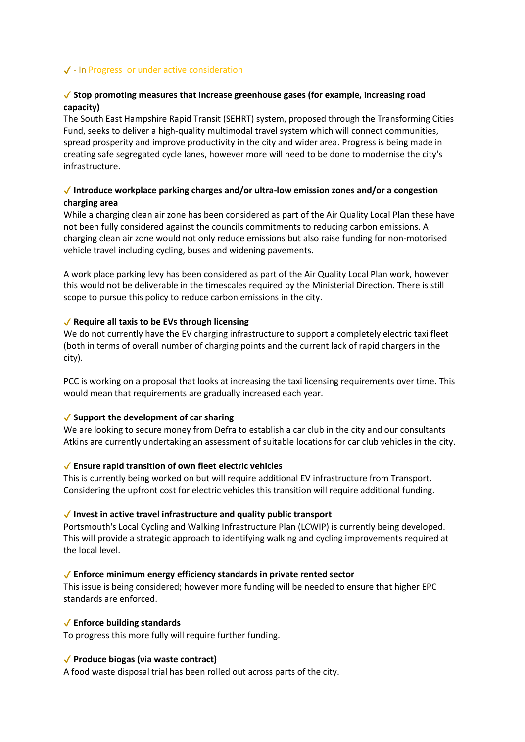✓ - In Progress or under active consideration

✓ **Stop promoting measures that increase greenhouse gases (for example, increasing road capacity)**

The South East Hampshire Rapid Transit (SEHRT) system, proposed through the Transforming Cities Fund, seeks to deliver a high-quality multimodal travel system which will connect communities, spread prosperity and improve productivity in the city and wider area. Progress is being made in creating safe segregated cycle lanes, however more will need to be done to modernise the city's infrastructure.

✓ **Introduce workplace parking charges and/or ultra-low emission zones and/or a congestion charging area**

While a charging clean air zone has been considered as part of the Air Quality Local Plan these have not been fully considered against the councils commitments to reducing carbon emissions. A charging clean air zone would not only reduce emissions but also raise funding for non-motorised vehicle travel including cycling, buses and widening pavements.

A work place parking levy has been considered as part of the Air Quality Local Plan work, however this would not be deliverable in the timescales required by the Ministerial Direction. There is still scope to pursue this policy to reduce carbon emissions in the city.

✓ **Require all taxis to be EVs through licensing**

We do not currently have the EV charging infrastructure to support a completely electric taxi fleet (both in terms of overall number of charging points and the current lack of rapid chargers in the city).

PCC is working on a proposal that looks at increasing the taxi licensing requirements over time. This would mean that requirements are gradually increased each year.

✓ **Support the development of car sharing**

We are looking to secure money from Defra to establish a car club in the city and our consultants Atkins are currently undertaking an assessment of suitable locations for car club vehicles in the city.

✓ **Ensure rapid transition of own fleet electric vehicles**

This is currently being worked on but will require additional EV infrastructure from Transport. Considering the upfront cost for electric vehicles this transition will require additional funding.

✓ **Invest in active travel infrastructure and quality public transport**

Portsmouth's Local Cycling and Walking Infrastructure Plan (LCWIP) is currently being developed. This will provide a strategic approach to identifying walking and cycling improvements required at the local level.

✓ **Enforce minimum energy efficiency standards in private rented sector**

This issue is being considered; however more funding will be needed to ensure that higher EPC standards are enforced.

✓ **Enforce building standards**

To progress this more fully will require further funding.

✓ **Produce biogas (via waste contract)**

A food waste disposal trial has been rolled out across parts of the city.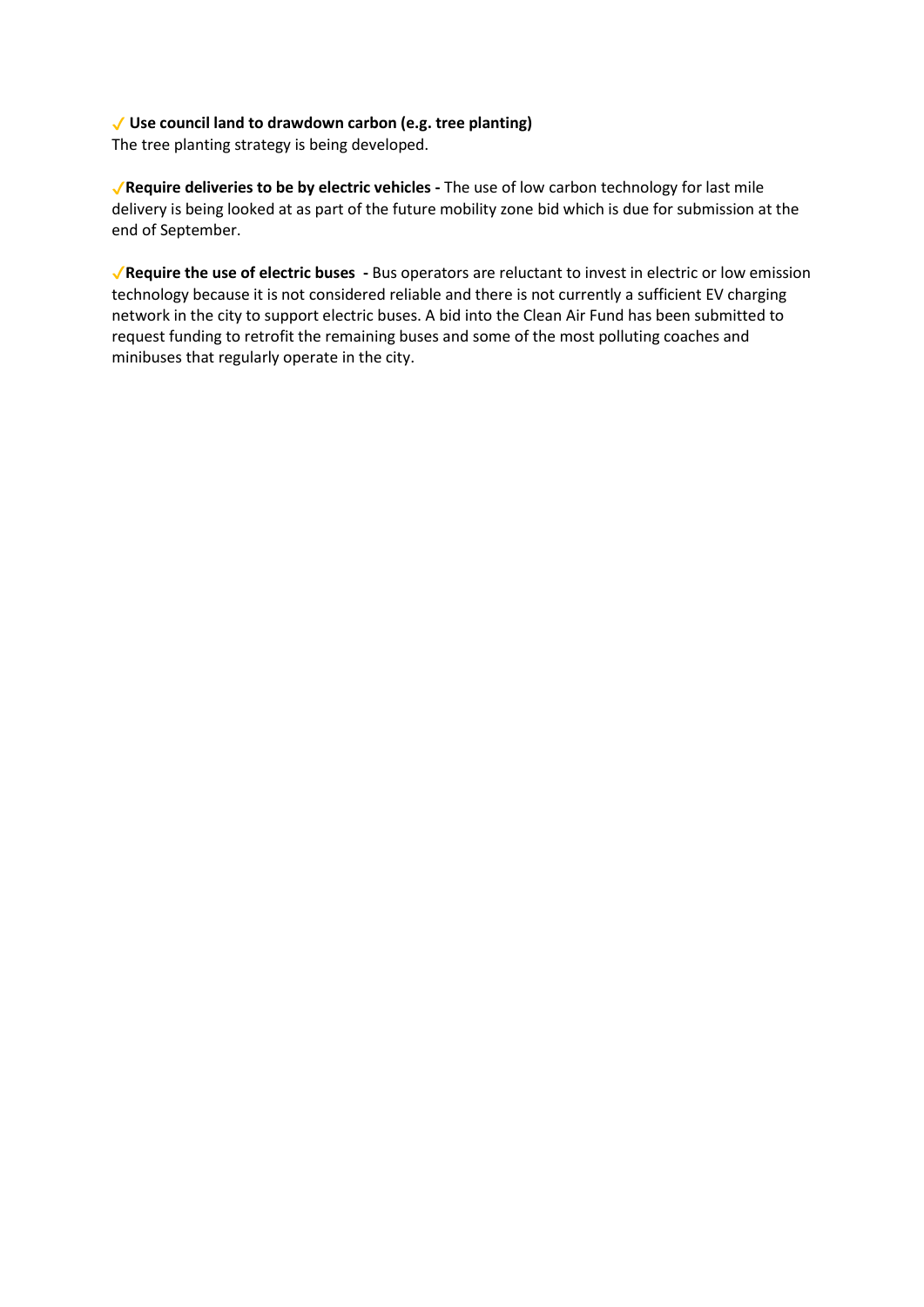✓ **Use council land to drawdown carbon (e.g. tree planting)**
The tree planting strategy is being developed.

✓**Require deliveries to be by electric vehicles -** The use of low carbon technology for last mile delivery is being looked at as part of the future mobility zone bid which is due for submission at the end of September.

✓**Require the use of electric buses -** Bus operators are reluctant to invest in electric or low emission technology because it is not considered reliable and there is not currently a sufficient EV charging network in the city to support electric buses. A bid into the Clean Air Fund has been submitted to request funding to retrofit the remaining buses and some of the most polluting coaches and minibuses that regularly operate in the city.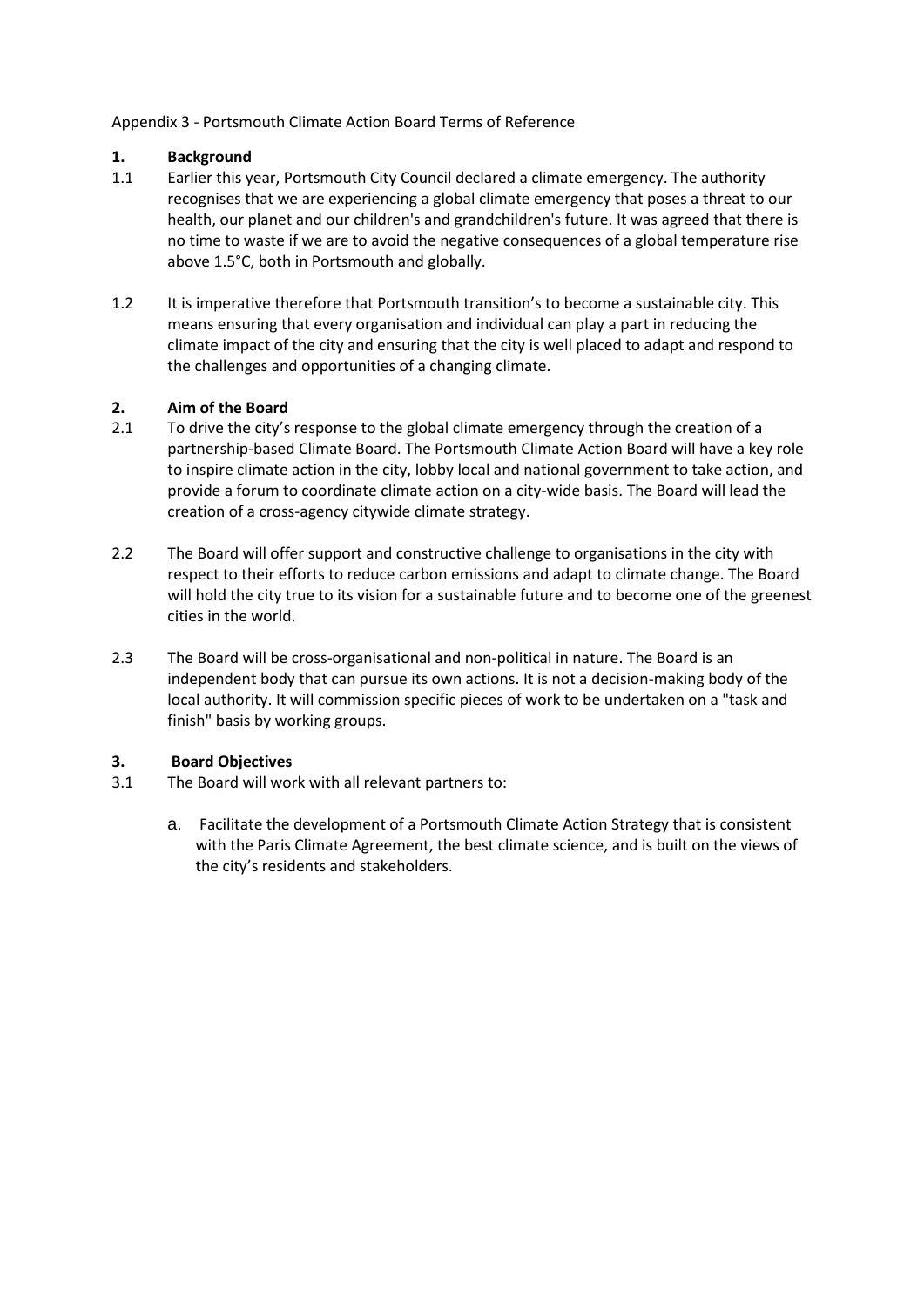Appendix 3 - Portsmouth Climate Action Board Terms of Reference

## 1. Background

1.1 Earlier this year, Portsmouth City Council declared a climate emergency. The authority recognises that we are experiencing a global climate emergency that poses a threat to our health, our planet and our children's and grandchildren's future. It was agreed that there is no time to waste if we are to avoid the negative consequences of a global temperature rise above 1.5°C, both in Portsmouth and globally.

1.2 It is imperative therefore that Portsmouth transition's to become a sustainable city. This means ensuring that every organisation and individual can play a part in reducing the climate impact of the city and ensuring that the city is well placed to adapt and respond to the challenges and opportunities of a changing climate.

## 2. Aim of the Board

2.1 To drive the city's response to the global climate emergency through the creation of a partnership-based Climate Board. The Portsmouth Climate Action Board will have a key role to inspire climate action in the city, lobby local and national government to take action, and provide a forum to coordinate climate action on a city-wide basis. The Board will lead the creation of a cross-agency citywide climate strategy.

2.2 The Board will offer support and constructive challenge to organisations in the city with respect to their efforts to reduce carbon emissions and adapt to climate change. The Board will hold the city true to its vision for a sustainable future and to become one of the greenest cities in the world.

2.3 The Board will be cross-organisational and non-political in nature. The Board is an independent body that can pursue its own actions. It is not a decision-making body of the local authority. It will commission specific pieces of work to be undertaken on a "task and finish" basis by working groups.

## 3. Board Objectives

3.1 The Board will work with all relevant partners to:

a. Facilitate the development of a Portsmouth Climate Action Strategy that is consistent with the Paris Climate Agreement, the best climate science, and is built on the views of the city's residents and stakeholders.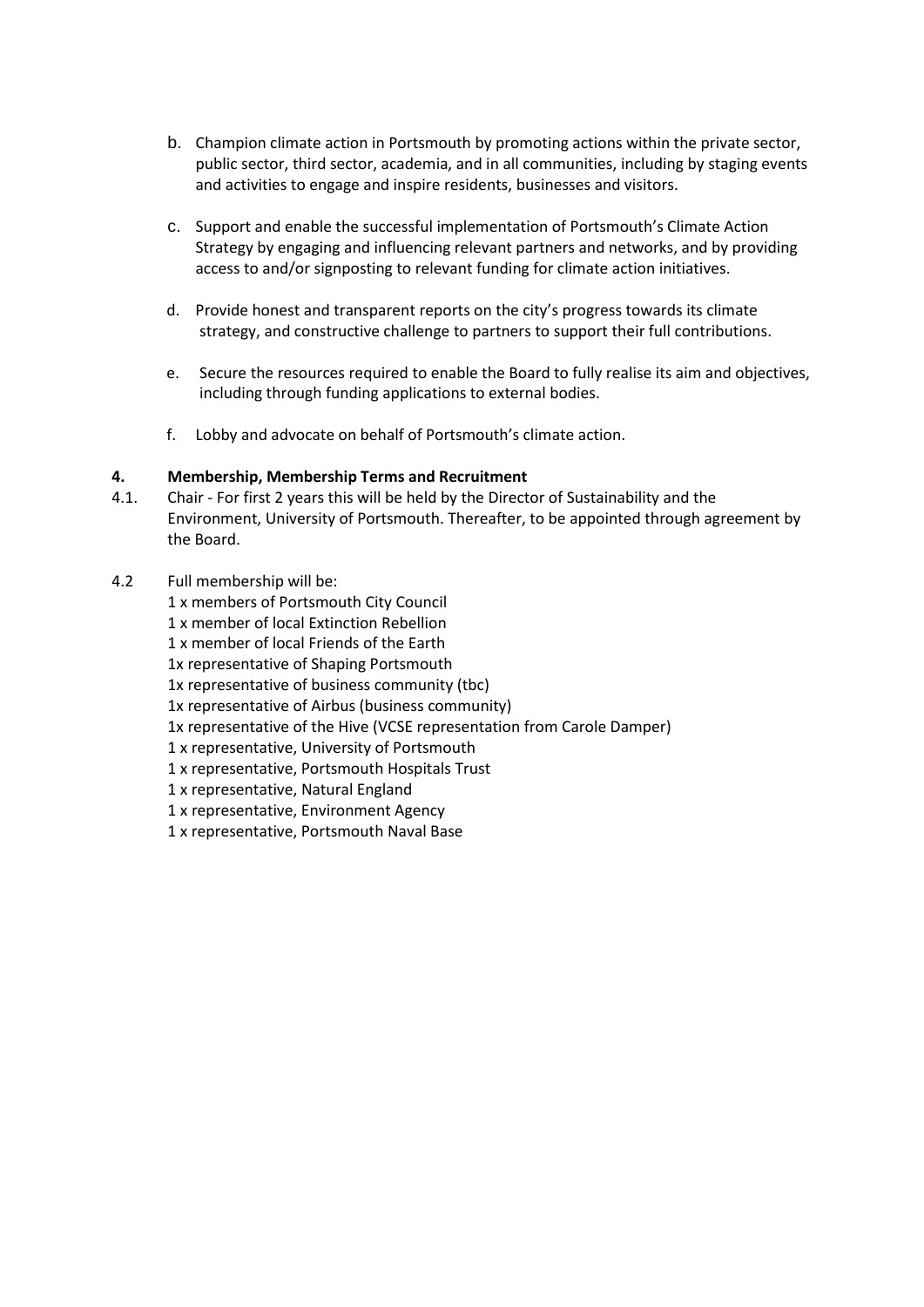b. Champion climate action in Portsmouth by promoting actions within the private sector, public sector, third sector, academia, and in all communities, including by staging events and activities to engage and inspire residents, businesses and visitors.

c. Support and enable the successful implementation of Portsmouth's Climate Action Strategy by engaging and influencing relevant partners and networks, and by providing access to and/or signposting to relevant funding for climate action initiatives.

d. Provide honest and transparent reports on the city's progress towards its climate strategy, and constructive challenge to partners to support their full contributions.

e. Secure the resources required to enable the Board to fully realise its aim and objectives, including through funding applications to external bodies.

f. Lobby and advocate on behalf of Portsmouth's climate action.

**4. Membership, Membership Terms and Recruitment**

4.1. Chair - For first 2 years this will be held by the Director of Sustainability and the Environment, University of Portsmouth. Thereafter, to be appointed through agreement by the Board.

4.2 Full membership will be:

1 x members of Portsmouth City Council
1 x member of local Extinction Rebellion
1 x member of local Friends of the Earth
1x representative of Shaping Portsmouth
1x representative of business community (tbc)
1x representative of Airbus (business community)
1x representative of the Hive (VCSE representation from Carole Damper)
1 x representative, University of Portsmouth
1 x representative, Portsmouth Hospitals Trust
1 x representative, Natural England
1 x representative, Environment Agency
1 x representative, Portsmouth Naval Base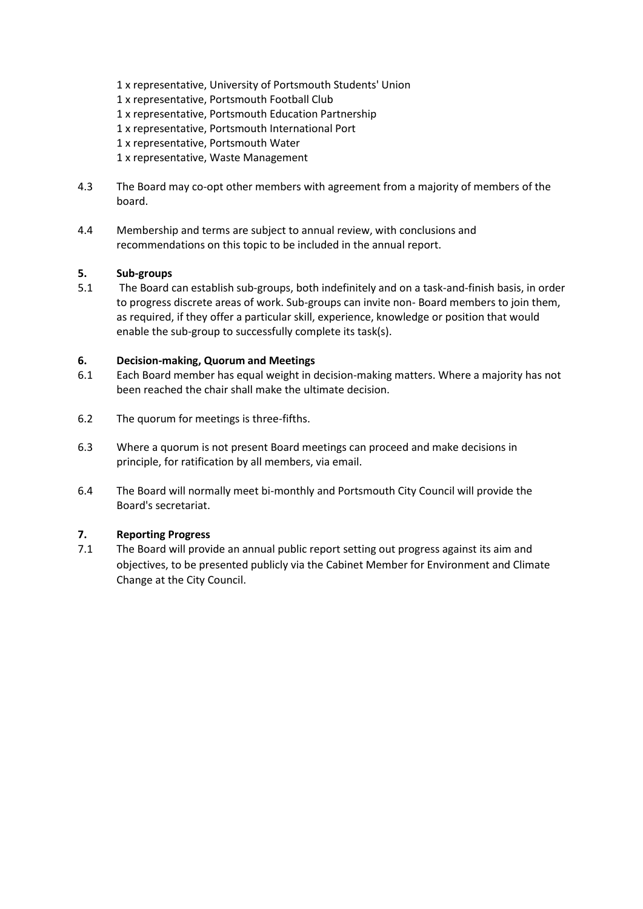1 x representative, University of Portsmouth Students' Union
1 x representative, Portsmouth Football Club
1 x representative, Portsmouth Education Partnership
1 x representative, Portsmouth International Port
1 x representative, Portsmouth Water
1 x representative, Waste Management

4.3 The Board may co-opt other members with agreement from a majority of members of the board.

4.4 Membership and terms are subject to annual review, with conclusions and recommendations on this topic to be included in the annual report.

**5. Sub-groups**

5.1 The Board can establish sub-groups, both indefinitely and on a task-and-finish basis, in order to progress discrete areas of work. Sub-groups can invite non- Board members to join them, as required, if they offer a particular skill, experience, knowledge or position that would enable the sub-group to successfully complete its task(s).

**6. Decision-making, Quorum and Meetings**

6.1 Each Board member has equal weight in decision-making matters. Where a majority has not been reached the chair shall make the ultimate decision.

6.2 The quorum for meetings is three-fifths.

6.3 Where a quorum is not present Board meetings can proceed and make decisions in principle, for ratification by all members, via email.

6.4 The Board will normally meet bi-monthly and Portsmouth City Council will provide the Board's secretariat.

**7. Reporting Progress**

7.1 The Board will provide an annual public report setting out progress against its aim and objectives, to be presented publicly via the Cabinet Member for Environment and Climate Change at the City Council.